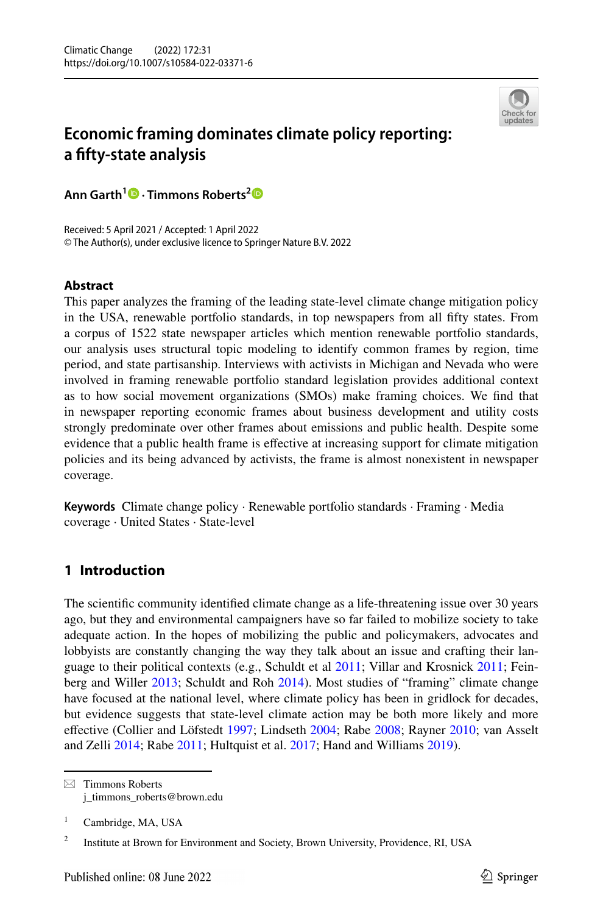# Economic framing dominates climate policy reporting: a fifty-state analysis

**Ann Garth**[1] **· Timmons Roberts**[2]

Received: 5 April 2021 / Accepted: 1 April 2022
© The Author(s), under exclusive licence to Springer Nature B.V. 2022

## Abstract

This paper analyzes the framing of the leading state-level climate change mitigation policy in the USA, renewable portfolio standards, in top newspapers from all fifty states. From a corpus of 1522 state newspaper articles which mention renewable portfolio standards, our analysis uses structural topic modeling to identify common frames by region, time period, and state partisanship. Interviews with activists in Michigan and Nevada who were involved in framing renewable portfolio standard legislation provides additional context as to how social movement organizations (SMOs) make framing choices. We find that in newspaper reporting economic frames about business development and utility costs strongly predominate over other frames about emissions and public health. Despite some evidence that a public health frame is effective at increasing support for climate mitigation policies and its being advanced by activists, the frame is almost nonexistent in newspaper coverage.

**Keywords** Climate change policy · Renewable portfolio standards · Framing · Media coverage · United States · State-level

## 1 Introduction

The scientific community identified climate change as a life-threatening issue over 30 years ago, but they and environmental campaigners have so far failed to mobilize society to take adequate action. In the hopes of mobilizing the public and policymakers, advocates and lobbyists are constantly changing the way they talk about an issue and crafting their language to their political contexts (e.g., Schuldt et al 2011; Villar and Krosnick 2011; Feinberg and Willer 2013; Schuldt and Roh 2014). Most studies of "framing" climate change have focused at the national level, where climate policy has been in gridlock for decades, but evidence suggests that state-level climate action may be both more likely and more effective (Collier and Löfstedt 1997; Lindseth 2004; Rabe 2008; Rayner 2010; van Asselt and Zelli 2014; Rabe 2011; Hultquist et al. 2017; Hand and Williams 2019).

---

✉ Timmons Roberts
j_timmons_roberts@brown.edu

[1] Cambridge, MA, USA

[2] Institute at Brown for Environment and Society, Brown University, Providence, RI, USA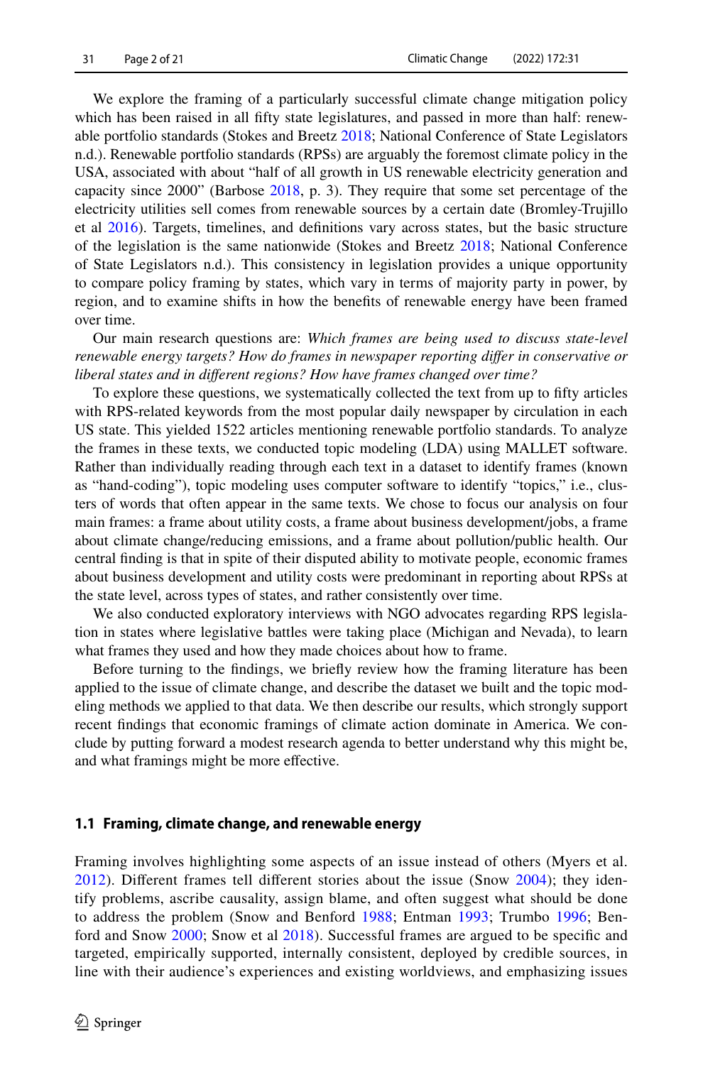We explore the framing of a particularly successful climate change mitigation policy which has been raised in all fifty state legislatures, and passed in more than half: renewable portfolio standards (Stokes and Breetz 2018; National Conference of State Legislators n.d.). Renewable portfolio standards (RPSs) are arguably the foremost climate policy in the USA, associated with about "half of all growth in US renewable electricity generation and capacity since 2000" (Barbose 2018, p. 3). They require that some set percentage of the electricity utilities sell comes from renewable sources by a certain date (Bromley-Trujillo et al 2016). Targets, timelines, and definitions vary across states, but the basic structure of the legislation is the same nationwide (Stokes and Breetz 2018; National Conference of State Legislators n.d.). This consistency in legislation provides a unique opportunity to compare policy framing by states, which vary in terms of majority party in power, by region, and to examine shifts in how the benefits of renewable energy have been framed over time.

Our main research questions are: *Which frames are being used to discuss state-level renewable energy targets? How do frames in newspaper reporting differ in conservative or liberal states and in different regions? How have frames changed over time?*

To explore these questions, we systematically collected the text from up to fifty articles with RPS-related keywords from the most popular daily newspaper by circulation in each US state. This yielded 1522 articles mentioning renewable portfolio standards. To analyze the frames in these texts, we conducted topic modeling (LDA) using MALLET software. Rather than individually reading through each text in a dataset to identify frames (known as "hand-coding"), topic modeling uses computer software to identify "topics," i.e., clusters of words that often appear in the same texts. We chose to focus our analysis on four main frames: a frame about utility costs, a frame about business development/jobs, a frame about climate change/reducing emissions, and a frame about pollution/public health. Our central finding is that in spite of their disputed ability to motivate people, economic frames about business development and utility costs were predominant in reporting about RPSs at the state level, across types of states, and rather consistently over time.

We also conducted exploratory interviews with NGO advocates regarding RPS legislation in states where legislative battles were taking place (Michigan and Nevada), to learn what frames they used and how they made choices about how to frame.

Before turning to the findings, we briefly review how the framing literature has been applied to the issue of climate change, and describe the dataset we built and the topic modeling methods we applied to that data. We then describe our results, which strongly support recent findings that economic framings of climate action dominate in America. We conclude by putting forward a modest research agenda to better understand why this might be, and what framings might be more effective.

### 1.1 Framing, climate change, and renewable energy

Framing involves highlighting some aspects of an issue instead of others (Myers et al. 2012). Different frames tell different stories about the issue (Snow 2004); they identify problems, ascribe causality, assign blame, and often suggest what should be done to address the problem (Snow and Benford 1988; Entman 1993; Trumbo 1996; Benford and Snow 2000; Snow et al 2018). Successful frames are argued to be specific and targeted, empirically supported, internally consistent, deployed by credible sources, in line with their audience's experiences and existing worldviews, and emphasizing issues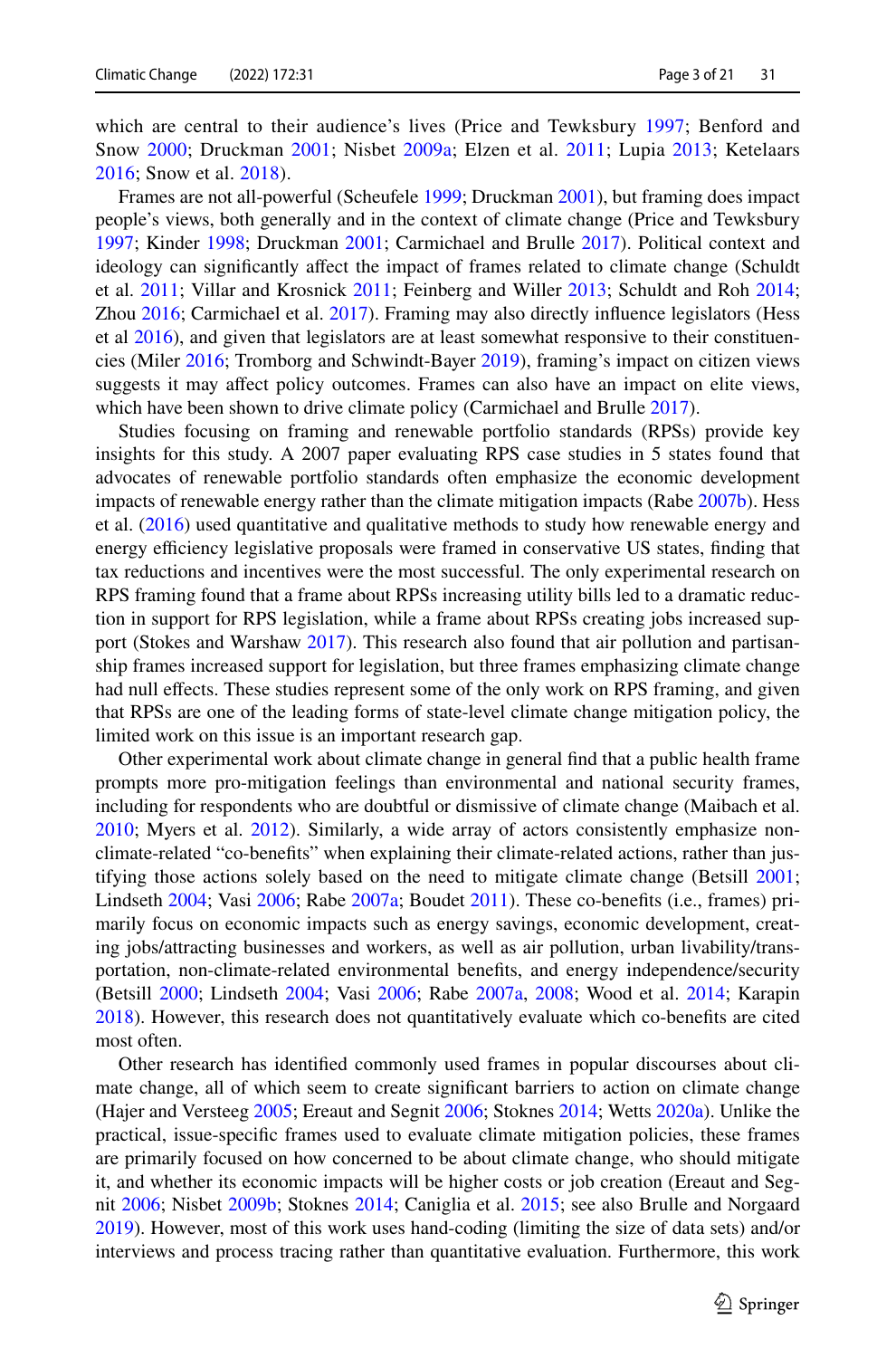which are central to their audience's lives (Price and Tewksbury 1997; Benford and Snow 2000; Druckman 2001; Nisbet 2009a; Elzen et al. 2011; Lupia 2013; Ketelaars 2016; Snow et al. 2018).

Frames are not all-powerful (Scheufele 1999; Druckman 2001), but framing does impact people's views, both generally and in the context of climate change (Price and Tewksbury 1997; Kinder 1998; Druckman 2001; Carmichael and Brulle 2017). Political context and ideology can significantly affect the impact of frames related to climate change (Schuldt et al. 2011; Villar and Krosnick 2011; Feinberg and Willer 2013; Schuldt and Roh 2014; Zhou 2016; Carmichael et al. 2017). Framing may also directly influence legislators (Hess et al 2016), and given that legislators are at least somewhat responsive to their constituencies (Miler 2016; Tromborg and Schwindt-Bayer 2019), framing's impact on citizen views suggests it may affect policy outcomes. Frames can also have an impact on elite views, which have been shown to drive climate policy (Carmichael and Brulle 2017).

Studies focusing on framing and renewable portfolio standards (RPSs) provide key insights for this study. A 2007 paper evaluating RPS case studies in 5 states found that advocates of renewable portfolio standards often emphasize the economic development impacts of renewable energy rather than the climate mitigation impacts (Rabe 2007b). Hess et al. (2016) used quantitative and qualitative methods to study how renewable energy and energy efficiency legislative proposals were framed in conservative US states, finding that tax reductions and incentives were the most successful. The only experimental research on RPS framing found that a frame about RPSs increasing utility bills led to a dramatic reduction in support for RPS legislation, while a frame about RPSs creating jobs increased support (Stokes and Warshaw 2017). This research also found that air pollution and partisanship frames increased support for legislation, but three frames emphasizing climate change had null effects. These studies represent some of the only work on RPS framing, and given that RPSs are one of the leading forms of state-level climate change mitigation policy, the limited work on this issue is an important research gap.

Other experimental work about climate change in general find that a public health frame prompts more pro-mitigation feelings than environmental and national security frames, including for respondents who are doubtful or dismissive of climate change (Maibach et al. 2010; Myers et al. 2012). Similarly, a wide array of actors consistently emphasize non-climate-related "co-benefits" when explaining their climate-related actions, rather than justifying those actions solely based on the need to mitigate climate change (Betsill 2001; Lindseth 2004; Vasi 2006; Rabe 2007a; Boudet 2011). These co-benefits (i.e., frames) primarily focus on economic impacts such as energy savings, economic development, creating jobs/attracting businesses and workers, as well as air pollution, urban livability/transportation, non-climate-related environmental benefits, and energy independence/security (Betsill 2000; Lindseth 2004; Vasi 2006; Rabe 2007a, 2008; Wood et al. 2014; Karapin 2018). However, this research does not quantitatively evaluate which co-benefits are cited most often.

Other research has identified commonly used frames in popular discourses about climate change, all of which seem to create significant barriers to action on climate change (Hajer and Versteeg 2005; Ereaut and Segnit 2006; Stoknes 2014; Wetts 2020a). Unlike the practical, issue-specific frames used to evaluate climate mitigation policies, these frames are primarily focused on how concerned to be about climate change, who should mitigate it, and whether its economic impacts will be higher costs or job creation (Ereaut and Segnit 2006; Nisbet 2009b; Stoknes 2014; Caniglia et al. 2015; see also Brulle and Norgaard 2019). However, most of this work uses hand-coding (limiting the size of data sets) and/or interviews and process tracing rather than quantitative evaluation. Furthermore, this work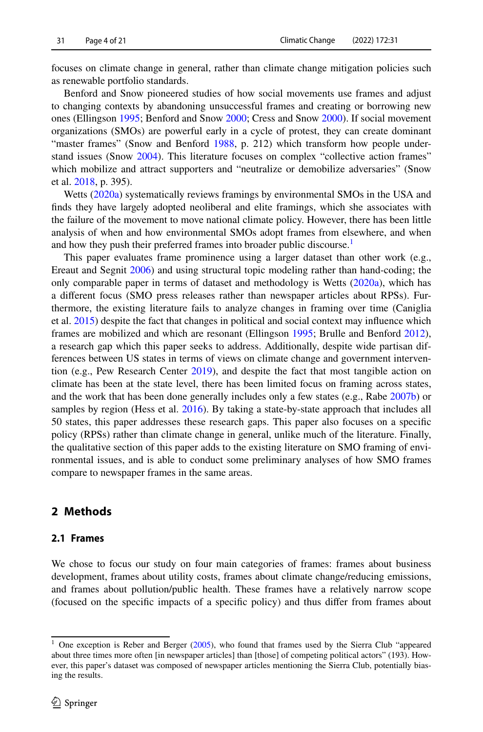focuses on climate change in general, rather than climate change mitigation policies such as renewable portfolio standards.

Benford and Snow pioneered studies of how social movements use frames and adjust to changing contexts by abandoning unsuccessful frames and creating or borrowing new ones (Ellingson 1995; Benford and Snow 2000; Cress and Snow 2000). If social movement organizations (SMOs) are powerful early in a cycle of protest, they can create dominant "master frames" (Snow and Benford 1988, p. 212) which transform how people understand issues (Snow 2004). This literature focuses on complex "collective action frames" which mobilize and attract supporters and "neutralize or demobilize adversaries" (Snow et al. 2018, p. 395).

Wetts (2020a) systematically reviews framings by environmental SMOs in the USA and finds they have largely adopted neoliberal and elite framings, which she associates with the failure of the movement to move national climate policy. However, there has been little analysis of when and how environmental SMOs adopt frames from elsewhere, and when and how they push their preferred frames into broader public discourse.[1]

This paper evaluates frame prominence using a larger dataset than other work (e.g., Ereaut and Segnit 2006) and using structural topic modeling rather than hand-coding; the only comparable paper in terms of dataset and methodology is Wetts (2020a), which has a different focus (SMO press releases rather than newspaper articles about RPSs). Furthermore, the existing literature fails to analyze changes in framing over time (Caniglia et al. 2015) despite the fact that changes in political and social context may influence which frames are mobilized and which are resonant (Ellingson 1995; Brulle and Benford 2012), a research gap which this paper seeks to address. Additionally, despite wide partisan differences between US states in terms of views on climate change and government intervention (e.g., Pew Research Center 2019), and despite the fact that most tangible action on climate has been at the state level, there has been limited focus on framing across states, and the work that has been done generally includes only a few states (e.g., Rabe 2007b) or samples by region (Hess et al. 2016). By taking a state-by-state approach that includes all 50 states, this paper addresses these research gaps. This paper also focuses on a specific policy (RPSs) rather than climate change in general, unlike much of the literature. Finally, the qualitative section of this paper adds to the existing literature on SMO framing of environmental issues, and is able to conduct some preliminary analyses of how SMO frames compare to newspaper frames in the same areas.

## 2 Methods

### 2.1 Frames

We chose to focus our study on four main categories of frames: frames about business development, frames about utility costs, frames about climate change/reducing emissions, and frames about pollution/public health. These frames have a relatively narrow scope (focused on the specific impacts of a specific policy) and thus differ from frames about

---

[1] One exception is Reber and Berger (2005), who found that frames used by the Sierra Club "appeared about three times more often [in newspaper articles] than [those] of competing political actors" (193). However, this paper's dataset was composed of newspaper articles mentioning the Sierra Club, potentially biasing the results.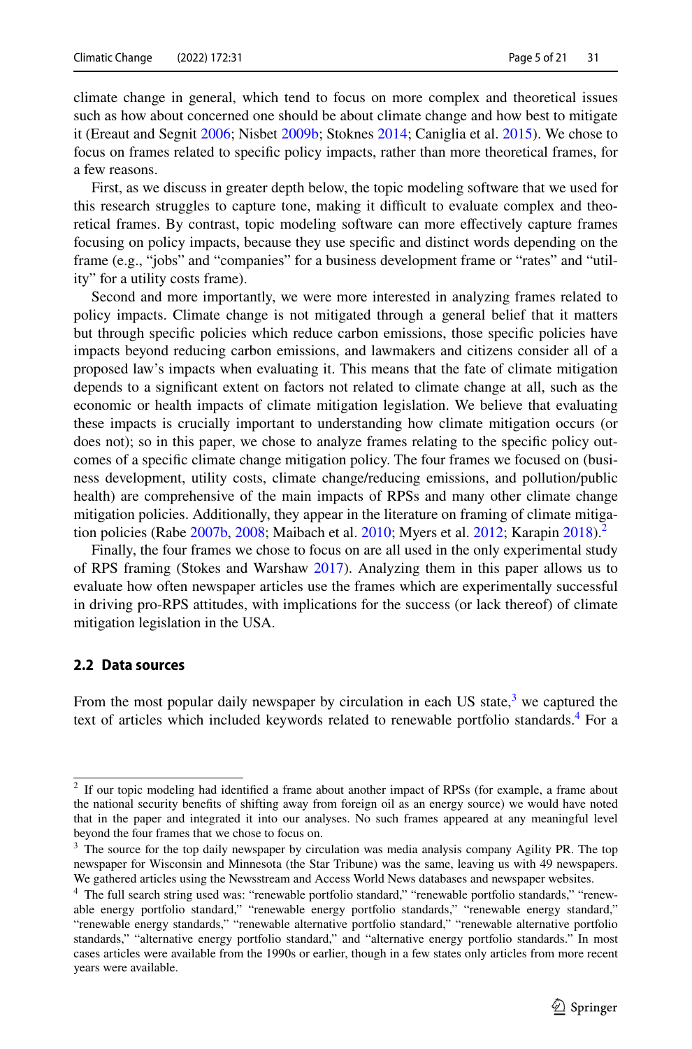climate change in general, which tend to focus on more complex and theoretical issues such as how about concerned one should be about climate change and how best to mitigate it (Ereaut and Segnit 2006; Nisbet 2009b; Stoknes 2014; Caniglia et al. 2015). We chose to focus on frames related to specific policy impacts, rather than more theoretical frames, for a few reasons.

First, as we discuss in greater depth below, the topic modeling software that we used for this research struggles to capture tone, making it difficult to evaluate complex and theoretical frames. By contrast, topic modeling software can more effectively capture frames focusing on policy impacts, because they use specific and distinct words depending on the frame (e.g., "jobs" and "companies" for a business development frame or "rates" and "utility" for a utility costs frame).

Second and more importantly, we were more interested in analyzing frames related to policy impacts. Climate change is not mitigated through a general belief that it matters but through specific policies which reduce carbon emissions, those specific policies have impacts beyond reducing carbon emissions, and lawmakers and citizens consider all of a proposed law's impacts when evaluating it. This means that the fate of climate mitigation depends to a significant extent on factors not related to climate change at all, such as the economic or health impacts of climate mitigation legislation. We believe that evaluating these impacts is crucially important to understanding how climate mitigation occurs (or does not); so in this paper, we chose to analyze frames relating to the specific policy outcomes of a specific climate change mitigation policy. The four frames we focused on (business development, utility costs, climate change/reducing emissions, and pollution/public health) are comprehensive of the main impacts of RPSs and many other climate change mitigation policies. Additionally, they appear in the literature on framing of climate mitigation policies (Rabe 2007b, 2008; Maibach et al. 2010; Myers et al. 2012; Karapin 2018).[2]

Finally, the four frames we chose to focus on are all used in the only experimental study of RPS framing (Stokes and Warshaw 2017). Analyzing them in this paper allows us to evaluate how often newspaper articles use the frames which are experimentally successful in driving pro-RPS attitudes, with implications for the success (or lack thereof) of climate mitigation legislation in the USA.

### 2.2 Data sources

From the most popular daily newspaper by circulation in each US state,[3] we captured the text of articles which included keywords related to renewable portfolio standards.[4] For a

---

[2] If our topic modeling had identified a frame about another impact of RPSs (for example, a frame about the national security benefits of shifting away from foreign oil as an energy source) we would have noted that in the paper and integrated it into our analyses. No such frames appeared at any meaningful level beyond the four frames that we chose to focus on.

[3] The source for the top daily newspaper by circulation was media analysis company Agility PR. The top newspaper for Wisconsin and Minnesota (the Star Tribune) was the same, leaving us with 49 newspapers. We gathered articles using the Newsstream and Access World News databases and newspaper websites.

[4] The full search string used was: "renewable portfolio standard," "renewable portfolio standards," "renewable energy portfolio standard," "renewable energy portfolio standards," "renewable energy standard," "renewable energy standards," "renewable alternative portfolio standard," "renewable alternative portfolio standards," "alternative energy portfolio standard," and "alternative energy portfolio standards." In most cases articles were available from the 1990s or earlier, though in a few states only articles from more recent years were available.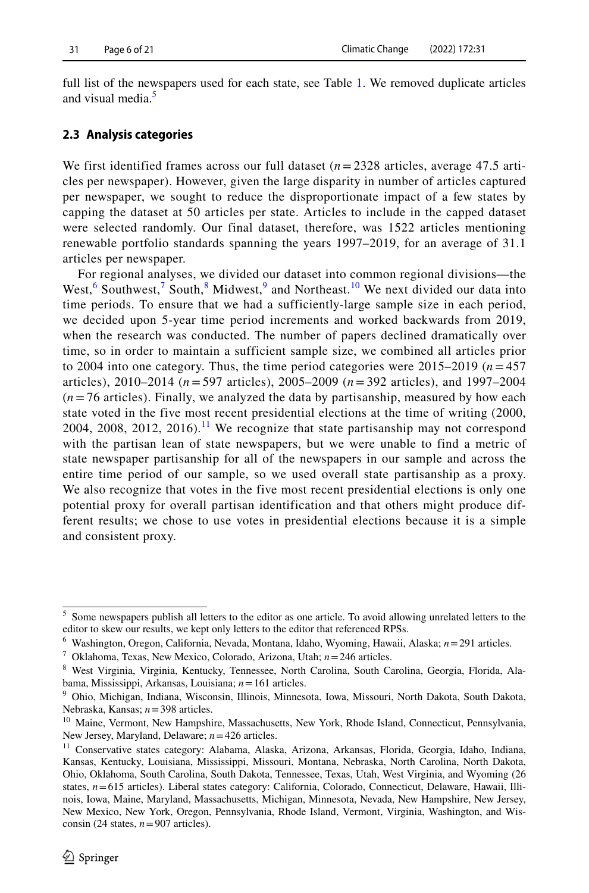full list of the newspapers used for each state, see Table 1. We removed duplicate articles and visual media.[5]

### 2.3 Analysis categories

We first identified frames across our full dataset ($n = 2328$ articles, average 47.5 articles per newspaper). However, given the large disparity in number of articles captured per newspaper, we sought to reduce the disproportionate impact of a few states by capping the dataset at 50 articles per state. Articles to include in the capped dataset were selected randomly. Our final dataset, therefore, was 1522 articles mentioning renewable portfolio standards spanning the years 1997–2019, for an average of 31.1 articles per newspaper.

For regional analyses, we divided our dataset into common regional divisions—the West,[6] Southwest,[7] South,[8] Midwest,[9] and Northeast.[10] We next divided our data into time periods. To ensure that we had a sufficiently-large sample size in each period, we decided upon 5-year time period increments and worked backwards from 2019, when the research was conducted. The number of papers declined dramatically over time, so in order to maintain a sufficient sample size, we combined all articles prior to 2004 into one category. Thus, the time period categories were 2015–2019 ($n = 457$ articles), 2010–2014 ($n = 597$ articles), 2005–2009 ($n = 392$ articles), and 1997–2004 ($n = 76$ articles). Finally, we analyzed the data by partisanship, measured by how each state voted in the five most recent presidential elections at the time of writing (2000, 2004, 2008, 2012, 2016).[11] We recognize that state partisanship may not correspond with the partisan lean of state newspapers, but we were unable to find a metric of state newspaper partisanship for all of the newspapers in our sample and across the entire time period of our sample, so we used overall state partisanship as a proxy. We also recognize that votes in the five most recent presidential elections is only one potential proxy for overall partisan identification and that others might produce different results; we chose to use votes in presidential elections because it is a simple and consistent proxy.

---

[5] Some newspapers publish all letters to the editor as one article. To avoid allowing unrelated letters to the editor to skew our results, we kept only letters to the editor that referenced RPSs.

[6] Washington, Oregon, California, Nevada, Montana, Idaho, Wyoming, Hawaii, Alaska; $n = 291$ articles.

[7] Oklahoma, Texas, New Mexico, Colorado, Arizona, Utah; $n = 246$ articles.

[8] West Virginia, Virginia, Kentucky, Tennessee, North Carolina, South Carolina, Georgia, Florida, Alabama, Mississippi, Arkansas, Louisiana; $n = 161$ articles.

[9] Ohio, Michigan, Indiana, Wisconsin, Illinois, Minnesota, Iowa, Missouri, North Dakota, South Dakota, Nebraska, Kansas; $n = 398$ articles.

[10] Maine, Vermont, New Hampshire, Massachusetts, New York, Rhode Island, Connecticut, Pennsylvania, New Jersey, Maryland, Delaware; $n = 426$ articles.

[11] Conservative states category: Alabama, Alaska, Arizona, Arkansas, Florida, Georgia, Idaho, Indiana, Kansas, Kentucky, Louisiana, Mississippi, Missouri, Montana, Nebraska, North Carolina, North Dakota, Ohio, Oklahoma, South Carolina, South Dakota, Tennessee, Texas, Utah, West Virginia, and Wyoming (26 states, $n = 615$ articles). Liberal states category: California, Colorado, Connecticut, Delaware, Hawaii, Illinois, Iowa, Maine, Maryland, Massachusetts, Michigan, Minnesota, Nevada, New Hampshire, New Jersey, New Mexico, New York, Oregon, Pennsylvania, Rhode Island, Vermont, Virginia, Washington, and Wisconsin (24 states, $n = 907$ articles).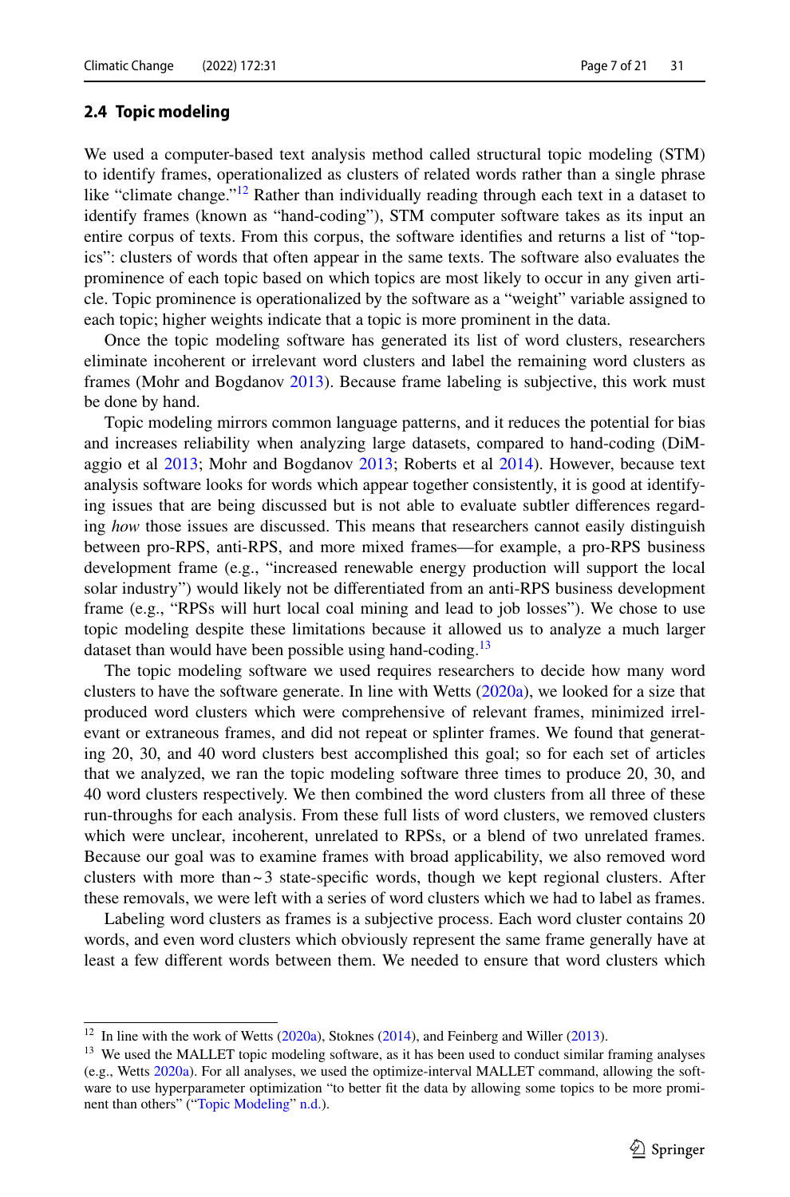### 2.4 Topic modeling

We used a computer-based text analysis method called structural topic modeling (STM) to identify frames, operationalized as clusters of related words rather than a single phrase like "climate change."[12] Rather than individually reading through each text in a dataset to identify frames (known as "hand-coding"), STM computer software takes as its input an entire corpus of texts. From this corpus, the software identifies and returns a list of "topics": clusters of words that often appear in the same texts. The software also evaluates the prominence of each topic based on which topics are most likely to occur in any given article. Topic prominence is operationalized by the software as a "weight" variable assigned to each topic; higher weights indicate that a topic is more prominent in the data.

Once the topic modeling software has generated its list of word clusters, researchers eliminate incoherent or irrelevant word clusters and label the remaining word clusters as frames (Mohr and Bogdanov 2013). Because frame labeling is subjective, this work must be done by hand.

Topic modeling mirrors common language patterns, and it reduces the potential for bias and increases reliability when analyzing large datasets, compared to hand-coding (DiMaggio et al 2013; Mohr and Bogdanov 2013; Roberts et al 2014). However, because text analysis software looks for words which appear together consistently, it is good at identifying issues that are being discussed but is not able to evaluate subtler differences regarding *how* those issues are discussed. This means that researchers cannot easily distinguish between pro-RPS, anti-RPS, and more mixed frames—for example, a pro-RPS business development frame (e.g., "increased renewable energy production will support the local solar industry") would likely not be differentiated from an anti-RPS business development frame (e.g., "RPSs will hurt local coal mining and lead to job losses"). We chose to use topic modeling despite these limitations because it allowed us to analyze a much larger dataset than would have been possible using hand-coding.[13]

The topic modeling software we used requires researchers to decide how many word clusters to have the software generate. In line with Wetts (2020a), we looked for a size that produced word clusters which were comprehensive of relevant frames, minimized irrelevant or extraneous frames, and did not repeat or splinter frames. We found that generating 20, 30, and 40 word clusters best accomplished this goal; so for each set of articles that we analyzed, we ran the topic modeling software three times to produce 20, 30, and 40 word clusters respectively. We then combined the word clusters from all three of these run-throughs for each analysis. From these full lists of word clusters, we removed clusters which were unclear, incoherent, unrelated to RPSs, or a blend of two unrelated frames. Because our goal was to examine frames with broad applicability, we also removed word clusters with more than ~3 state-specific words, though we kept regional clusters. After these removals, we were left with a series of word clusters which we had to label as frames.

Labeling word clusters as frames is a subjective process. Each word cluster contains 20 words, and even word clusters which obviously represent the same frame generally have at least a few different words between them. We needed to ensure that word clusters which

---

[12] In line with the work of Wetts (2020a), Stoknes (2014), and Feinberg and Willer (2013).

[13] We used the MALLET topic modeling software, as it has been used to conduct similar framing analyses (e.g., Wetts 2020a). For all analyses, we used the optimize-interval MALLET command, allowing the software to use hyperparameter optimization "to better fit the data by allowing some topics to be more prominent than others" ("Topic Modeling" n.d.).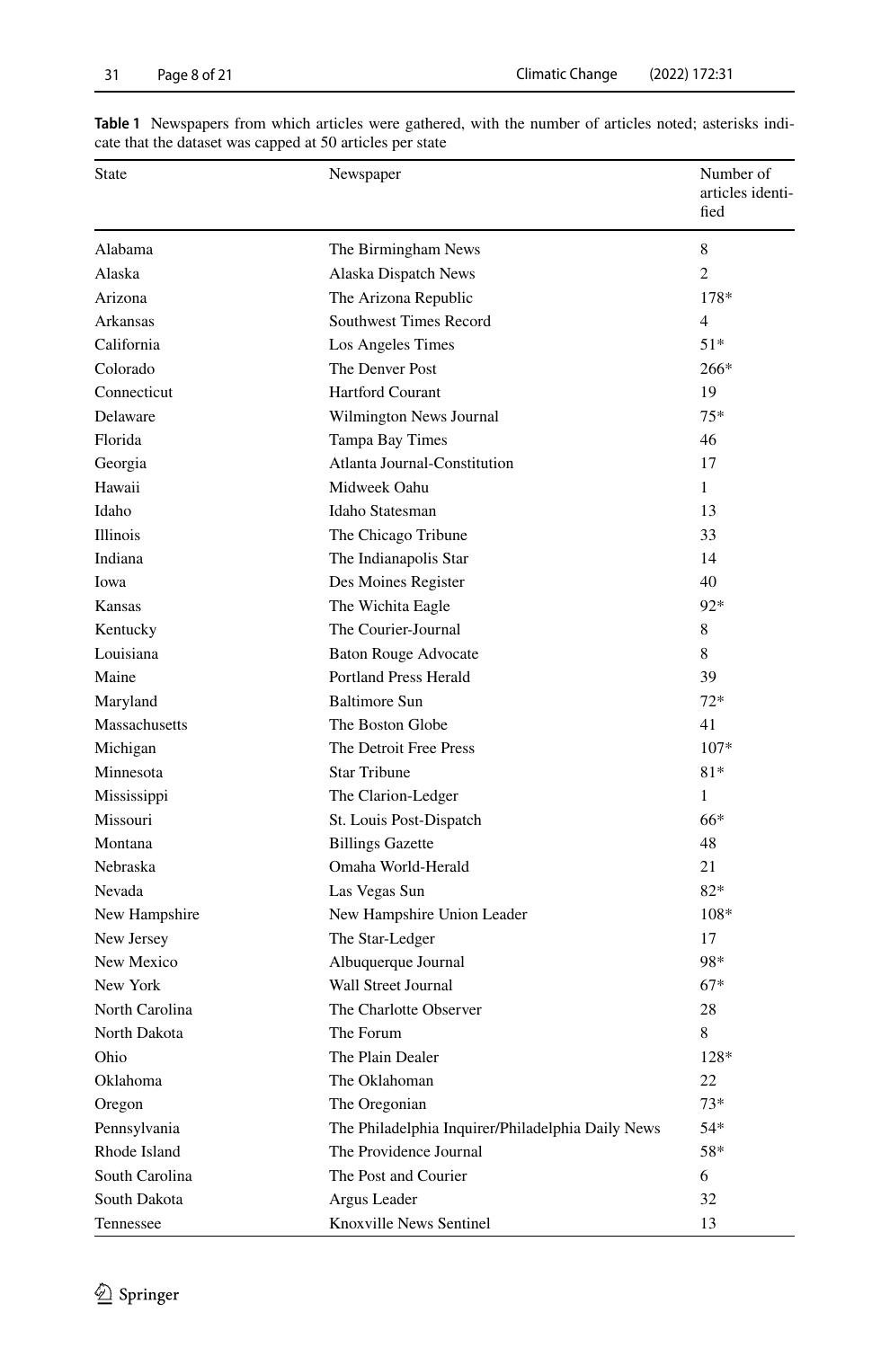**Table 1** Newspapers from which articles were gathered, with the number of articles noted; asterisks indicate that the dataset was capped at 50 articles per state

| State | Newspaper | Number of articles identified |
|---|---|---|
| Alabama | The Birmingham News | 8 |
| Alaska | Alaska Dispatch News | 2 |
| Arizona | The Arizona Republic | 178* |
| Arkansas | Southwest Times Record | 4 |
| California | Los Angeles Times | 51* |
| Colorado | The Denver Post | 266* |
| Connecticut | Hartford Courant | 19 |
| Delaware | Wilmington News Journal | 75* |
| Florida | Tampa Bay Times | 46 |
| Georgia | Atlanta Journal-Constitution | 17 |
| Hawaii | Midweek Oahu | 1 |
| Idaho | Idaho Statesman | 13 |
| Illinois | The Chicago Tribune | 33 |
| Indiana | The Indianapolis Star | 14 |
| Iowa | Des Moines Register | 40 |
| Kansas | The Wichita Eagle | 92* |
| Kentucky | The Courier-Journal | 8 |
| Louisiana | Baton Rouge Advocate | 8 |
| Maine | Portland Press Herald | 39 |
| Maryland | Baltimore Sun | 72* |
| Massachusetts | The Boston Globe | 41 |
| Michigan | The Detroit Free Press | 107* |
| Minnesota | Star Tribune | 81* |
| Mississippi | The Clarion-Ledger | 1 |
| Missouri | St. Louis Post-Dispatch | 66* |
| Montana | Billings Gazette | 48 |
| Nebraska | Omaha World-Herald | 21 |
| Nevada | Las Vegas Sun | 82* |
| New Hampshire | New Hampshire Union Leader | 108* |
| New Jersey | The Star-Ledger | 17 |
| New Mexico | Albuquerque Journal | 98* |
| New York | Wall Street Journal | 67* |
| North Carolina | The Charlotte Observer | 28 |
| North Dakota | The Forum | 8 |
| Ohio | The Plain Dealer | 128* |
| Oklahoma | The Oklahoman | 22 |
| Oregon | The Oregonian | 73* |
| Pennsylvania | The Philadelphia Inquirer/Philadelphia Daily News | 54* |
| Rhode Island | The Providence Journal | 58* |
| South Carolina | The Post and Courier | 6 |
| South Dakota | Argus Leader | 32 |
| Tennessee | Knoxville News Sentinel | 13 |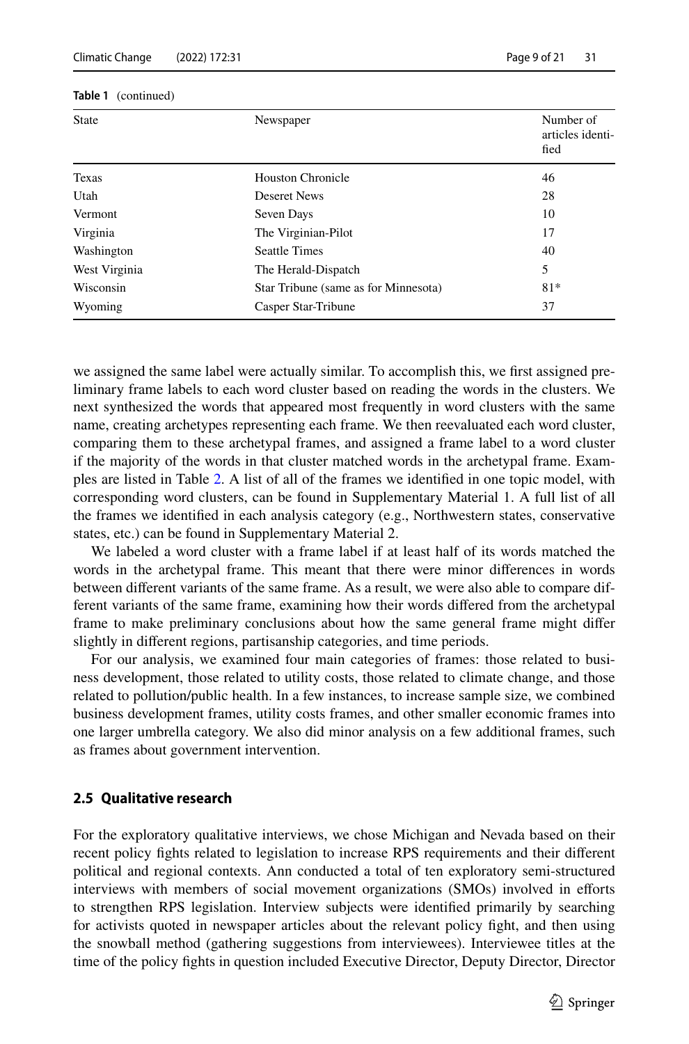**Table 1** (continued)

| State | Newspaper | Number of articles identified |
|---|---|---|
| Texas | Houston Chronicle | 46 |
| Utah | Deseret News | 28 |
| Vermont | Seven Days | 10 |
| Virginia | The Virginian-Pilot | 17 |
| Washington | Seattle Times | 40 |
| West Virginia | The Herald-Dispatch | 5 |
| Wisconsin | Star Tribune (same as for Minnesota) | 81* |
| Wyoming | Casper Star-Tribune | 37 |

we assigned the same label were actually similar. To accomplish this, we first assigned preliminary frame labels to each word cluster based on reading the words in the clusters. We next synthesized the words that appeared most frequently in word clusters with the same name, creating archetypes representing each frame. We then reevaluated each word cluster, comparing them to these archetypal frames, and assigned a frame label to a word cluster if the majority of the words in that cluster matched words in the archetypal frame. Examples are listed in Table 2. A list of all of the frames we identified in one topic model, with corresponding word clusters, can be found in Supplementary Material 1. A full list of all the frames we identified in each analysis category (e.g., Northwestern states, conservative states, etc.) can be found in Supplementary Material 2.

We labeled a word cluster with a frame label if at least half of its words matched the words in the archetypal frame. This meant that there were minor differences in words between different variants of the same frame. As a result, we were also able to compare different variants of the same frame, examining how their words differed from the archetypal frame to make preliminary conclusions about how the same general frame might differ slightly in different regions, partisanship categories, and time periods.

For our analysis, we examined four main categories of frames: those related to business development, those related to utility costs, those related to climate change, and those related to pollution/public health. In a few instances, to increase sample size, we combined business development frames, utility costs frames, and other smaller economic frames into one larger umbrella category. We also did minor analysis on a few additional frames, such as frames about government intervention.

### 2.5 Qualitative research

For the exploratory qualitative interviews, we chose Michigan and Nevada based on their recent policy fights related to legislation to increase RPS requirements and their different political and regional contexts. Ann conducted a total of ten exploratory semi-structured interviews with members of social movement organizations (SMOs) involved in efforts to strengthen RPS legislation. Interview subjects were identified primarily by searching for activists quoted in newspaper articles about the relevant policy fight, and then using the snowball method (gathering suggestions from interviewees). Interviewee titles at the time of the policy fights in question included Executive Director, Deputy Director, Director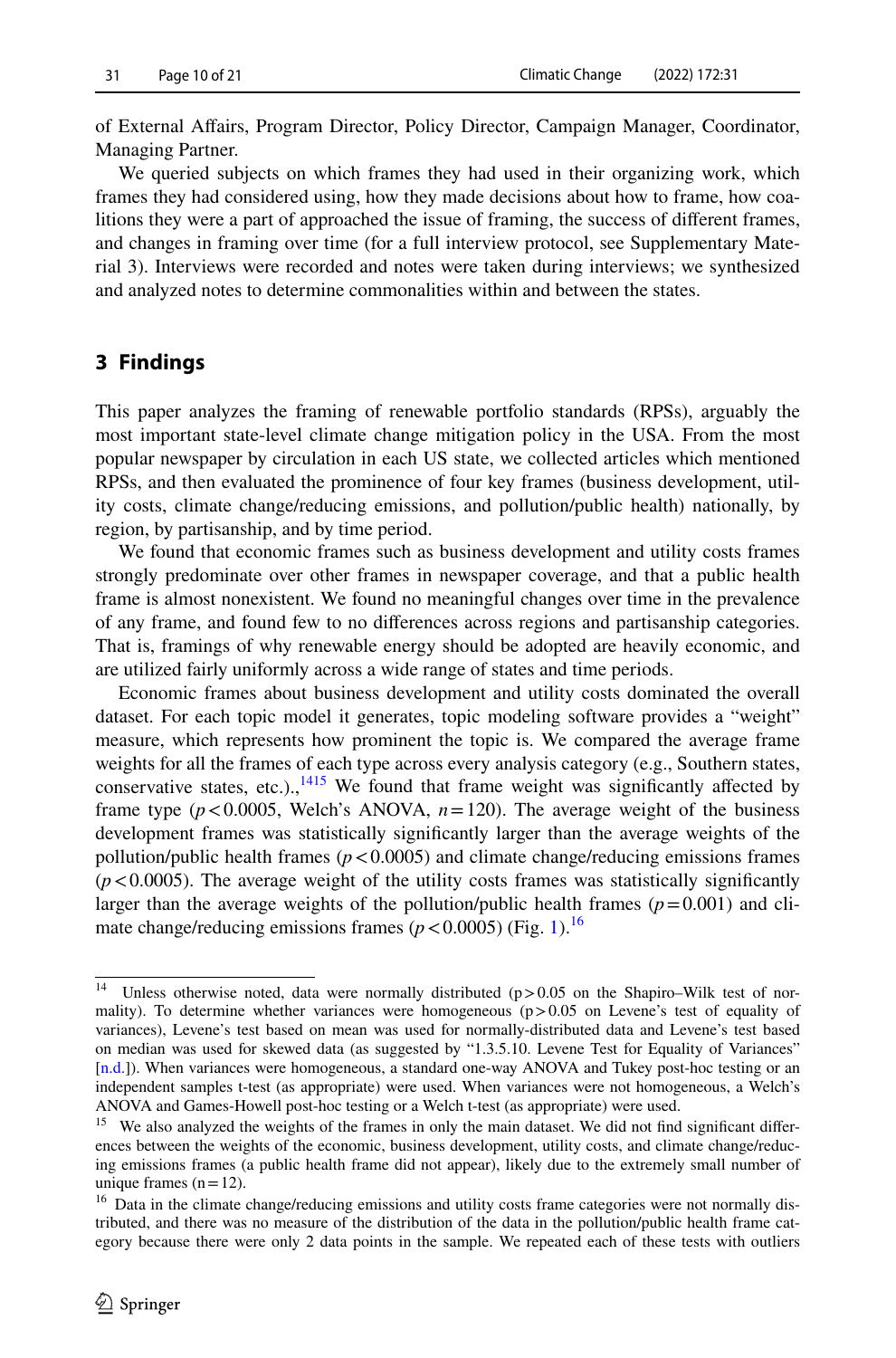of External Affairs, Program Director, Policy Director, Campaign Manager, Coordinator, Managing Partner.

We queried subjects on which frames they had used in their organizing work, which frames they had considered using, how they made decisions about how to frame, how coalitions they were a part of approached the issue of framing, the success of different frames, and changes in framing over time (for a full interview protocol, see Supplementary Material 3). Interviews were recorded and notes were taken during interviews; we synthesized and analyzed notes to determine commonalities within and between the states.

## 3 Findings

This paper analyzes the framing of renewable portfolio standards (RPSs), arguably the most important state-level climate change mitigation policy in the USA. From the most popular newspaper by circulation in each US state, we collected articles which mentioned RPSs, and then evaluated the prominence of four key frames (business development, utility costs, climate change/reducing emissions, and pollution/public health) nationally, by region, by partisanship, and by time period.

We found that economic frames such as business development and utility costs frames strongly predominate over other frames in newspaper coverage, and that a public health frame is almost nonexistent. We found no meaningful changes over time in the prevalence of any frame, and found few to no differences across regions and partisanship categories. That is, framings of why renewable energy should be adopted are heavily economic, and are utilized fairly uniformly across a wide range of states and time periods.

Economic frames about business development and utility costs dominated the overall dataset. For each topic model it generates, topic modeling software provides a "weight" measure, which represents how prominent the topic is. We compared the average frame weights for all the frames of each type across every analysis category (e.g., Southern states, conservative states, etc.).,[14][15] We found that frame weight was significantly affected by frame type ($p < 0.0005$, Welch's ANOVA, $n = 120$). The average weight of the business development frames was statistically significantly larger than the average weights of the pollution/public health frames ($p < 0.0005$) and climate change/reducing emissions frames ($p < 0.0005$). The average weight of the utility costs frames was statistically significantly larger than the average weights of the pollution/public health frames ($p = 0.001$) and climate change/reducing emissions frames ($p < 0.0005$) (Fig. 1).[16]

---

[14] Unless otherwise noted, data were normally distributed ($p > 0.05$ on the Shapiro–Wilk test of normality). To determine whether variances were homogeneous ($p > 0.05$ on Levene's test of equality of variances), Levene's test based on mean was used for normally-distributed data and Levene's test based on median was used for skewed data (as suggested by "1.3.5.10. Levene Test for Equality of Variances" [n.d.]). When variances were homogeneous, a standard one-way ANOVA and Tukey post-hoc testing or an independent samples t-test (as appropriate) were used. When variances were not homogeneous, a Welch's ANOVA and Games-Howell post-hoc testing or a Welch t-test (as appropriate) were used.

[15] We also analyzed the weights of the frames in only the main dataset. We did not find significant differences between the weights of the economic, business development, utility costs, and climate change/reducing emissions frames (a public health frame did not appear), likely due to the extremely small number of unique frames ($n = 12$).

[16] Data in the climate change/reducing emissions and utility costs frame categories were not normally distributed, and there was no measure of the distribution of the data in the pollution/public health frame category because there were only 2 data points in the sample. We repeated each of these tests with outliers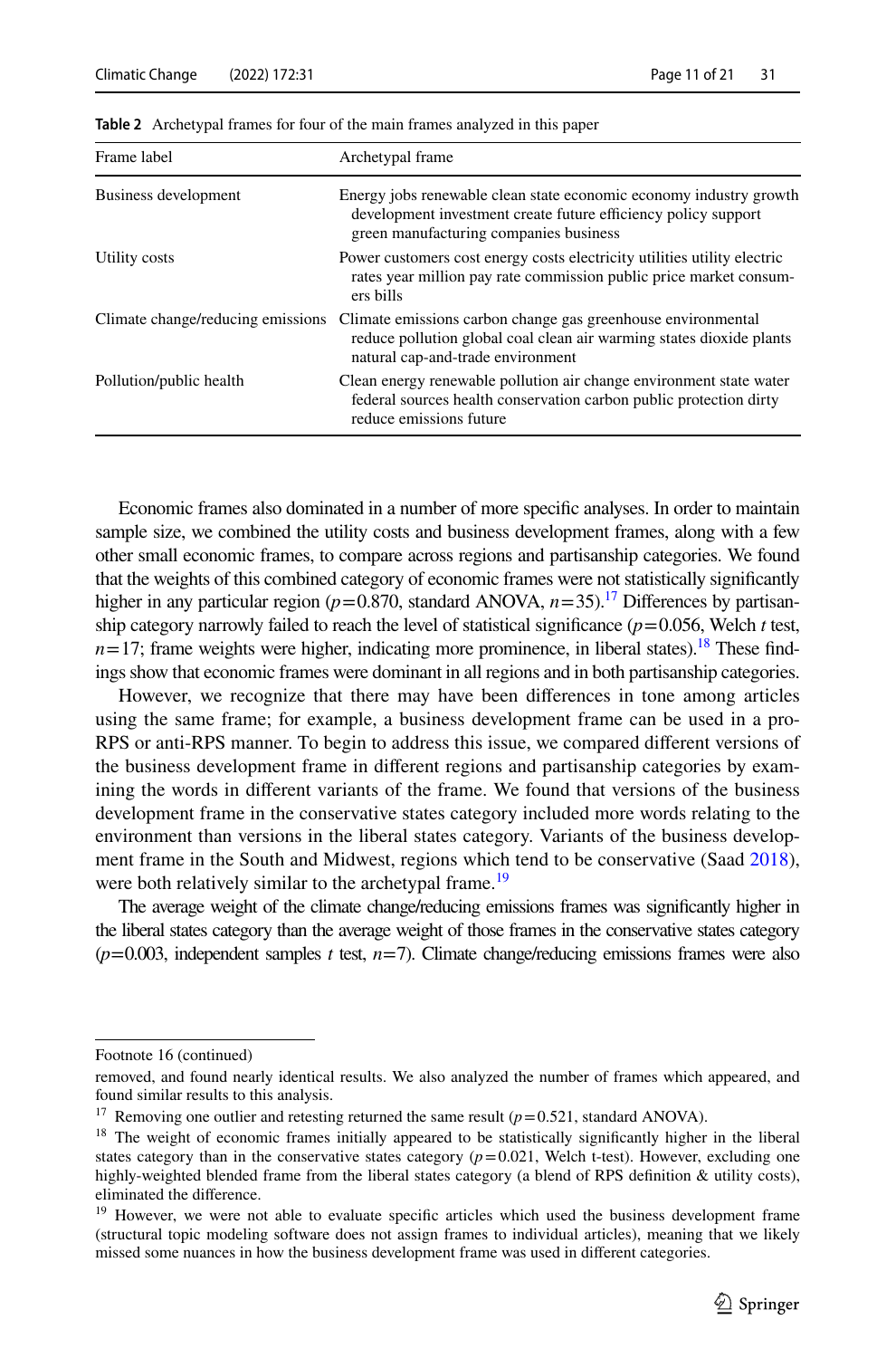**Table 2** Archetypal frames for four of the main frames analyzed in this paper

| Frame label | Archetypal frame |
|---|---|
| Business development | Energy jobs renewable clean state economic economy industry growth development investment create future efficiency policy support green manufacturing companies business |
| Utility costs | Power customers cost energy costs electricity utilities utility electric rates year million pay rate commission public price market consumers bills |
| Climate change/reducing emissions | Climate emissions carbon change gas greenhouse environmental reduce pollution global coal clean air warming states dioxide plants natural cap-and-trade environment |
| Pollution/public health | Clean energy renewable pollution air change environment state water federal sources health conservation carbon public protection dirty reduce emissions future |

Economic frames also dominated in a number of more specific analyses. In order to maintain sample size, we combined the utility costs and business development frames, along with a few other small economic frames, to compare across regions and partisanship categories. We found that the weights of this combined category of economic frames were not statistically significantly higher in any particular region ($p=0.870$, standard ANOVA, $n=35$).[17] Differences by partisanship category narrowly failed to reach the level of statistical significance ($p=0.056$, Welch $t$ test, $n=17$; frame weights were higher, indicating more prominence, in liberal states).[18] These findings show that economic frames were dominant in all regions and in both partisanship categories.

However, we recognize that there may have been differences in tone among articles using the same frame; for example, a business development frame can be used in a pro-RPS or anti-RPS manner. To begin to address this issue, we compared different versions of the business development frame in different regions and partisanship categories by examining the words in different variants of the frame. We found that versions of the business development frame in the conservative states category included more words relating to the environment than versions in the liberal states category. Variants of the business development frame in the South and Midwest, regions which tend to be conservative (Saad 2018), were both relatively similar to the archetypal frame.[19]

The average weight of the climate change/reducing emissions frames was significantly higher in the liberal states category than the average weight of those frames in the conservative states category ($p=0.003$, independent samples $t$ test, $n=7$). Climate change/reducing emissions frames were also

---

Footnote 16 (continued)

removed, and found nearly identical results. We also analyzed the number of frames which appeared, and found similar results to this analysis.

[17] Removing one outlier and retesting returned the same result ($p=0.521$, standard ANOVA).

[18] The weight of economic frames initially appeared to be statistically significantly higher in the liberal states category than in the conservative states category ($p=0.021$, Welch t-test). However, excluding one highly-weighted blended frame from the liberal states category (a blend of RPS definition & utility costs), eliminated the difference.

[19] However, we were not able to evaluate specific articles which used the business development frame (structural topic modeling software does not assign frames to individual articles), meaning that we likely missed some nuances in how the business development frame was used in different categories.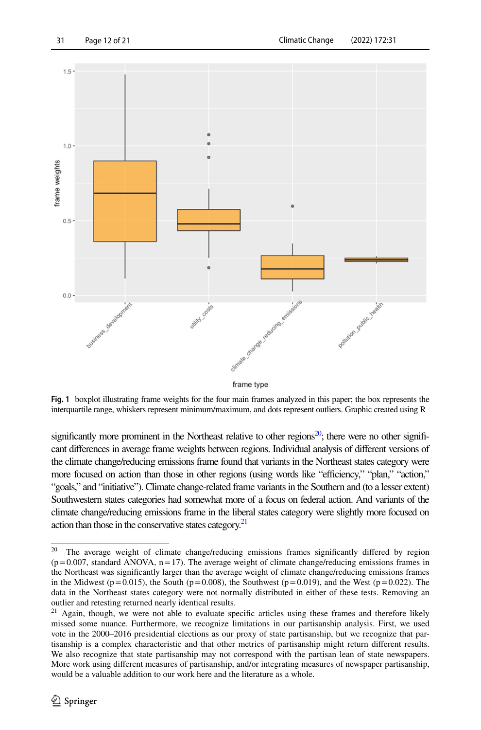**Fig. 1** boxplot illustrating frame weights for the four main frames analyzed in this paper; the box represents the interquartile range, whiskers represent minimum/maximum, and dots represent outliers. Graphic created using R

significantly more prominent in the Northeast relative to other regions[20]; there were no other significant differences in average frame weights between regions. Individual analysis of different versions of the climate change/reducing emissions frame found that variants in the Northeast states category were more focused on action than those in other regions (using words like "efficiency," "plan," "action," "goals," and "initiative"). Climate change-related frame variants in the Southern and (to a lesser extent) Southwestern states categories had somewhat more of a focus on federal action. And variants of the climate change/reducing emissions frame in the liberal states category were slightly more focused on action than those in the conservative states category.[21]

---

[20] The average weight of climate change/reducing emissions frames significantly differed by region ($p = 0.007$, standard ANOVA, $n = 17$). The average weight of climate change/reducing emissions frames in the Northeast was significantly larger than the average weight of climate change/reducing emissions frames in the Midwest ($p = 0.015$), the South ($p = 0.008$), the Southwest ($p = 0.019$), and the West ($p = 0.022$). The data in the Northeast states category were not normally distributed in either of these tests. Removing an outlier and retesting returned nearly identical results.

[21] Again, though, we were not able to evaluate specific articles using these frames and therefore likely missed some nuance. Furthermore, we recognize limitations in our partisanship analysis. First, we used vote in the 2000–2016 presidential elections as our proxy of state partisanship, but we recognize that partisanship is a complex characteristic and that other metrics of partisanship might return different results. We also recognize that state partisanship may not correspond with the partisan lean of state newspapers. More work using different measures of partisanship, and/or integrating measures of newspaper partisanship, would be a valuable addition to our work here and the literature as a whole.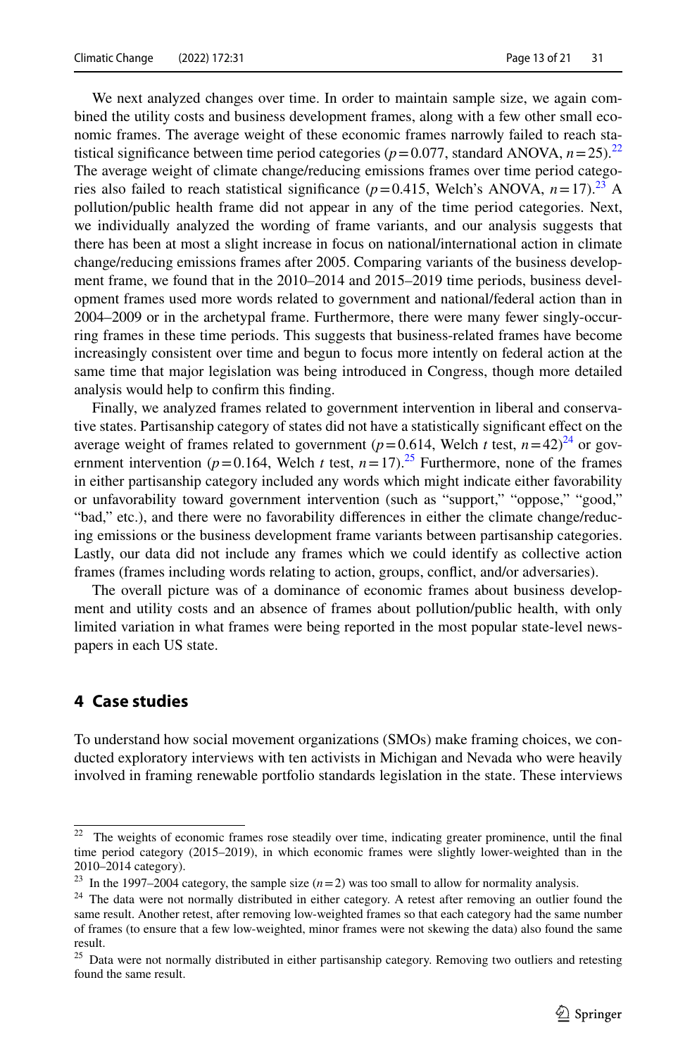We next analyzed changes over time. In order to maintain sample size, we again combined the utility costs and business development frames, along with a few other small economic frames. The average weight of these economic frames narrowly failed to reach statistical significance between time period categories ($p = 0.077$, standard ANOVA, $n = 25$).[22] The average weight of climate change/reducing emissions frames over time period categories also failed to reach statistical significance ($p = 0.415$, Welch's ANOVA, $n = 17$).[23] A pollution/public health frame did not appear in any of the time period categories. Next, we individually analyzed the wording of frame variants, and our analysis suggests that there has been at most a slight increase in focus on national/international action in climate change/reducing emissions frames after 2005. Comparing variants of the business development frame, we found that in the 2010–2014 and 2015–2019 time periods, business development frames used more words related to government and national/federal action than in 2004–2009 or in the archetypal frame. Furthermore, there were many fewer singly-occurring frames in these time periods. This suggests that business-related frames have become increasingly consistent over time and begun to focus more intently on federal action at the same time that major legislation was being introduced in Congress, though more detailed analysis would help to confirm this finding.

Finally, we analyzed frames related to government intervention in liberal and conservative states. Partisanship category of states did not have a statistically significant effect on the average weight of frames related to government ($p = 0.614$, Welch $t$ test, $n = 42$)[24] or government intervention ($p = 0.164$, Welch $t$ test, $n = 17$).[25] Furthermore, none of the frames in either partisanship category included any words which might indicate either favorability or unfavorability toward government intervention (such as "support," "oppose," "good," "bad," etc.), and there were no favorability differences in either the climate change/reducing emissions or the business development frame variants between partisanship categories. Lastly, our data did not include any frames which we could identify as collective action frames (frames including words relating to action, groups, conflict, and/or adversaries).

The overall picture was of a dominance of economic frames about business development and utility costs and an absence of frames about pollution/public health, with only limited variation in what frames were being reported in the most popular state-level newspapers in each US state.

## 4 Case studies

To understand how social movement organizations (SMOs) make framing choices, we conducted exploratory interviews with ten activists in Michigan and Nevada who were heavily involved in framing renewable portfolio standards legislation in the state. These interviews

---

[22] The weights of economic frames rose steadily over time, indicating greater prominence, until the final time period category (2015–2019), in which economic frames were slightly lower-weighted than in the 2010–2014 category).

[23] In the 1997–2004 category, the sample size ($n = 2$) was too small to allow for normality analysis.

[24] The data were not normally distributed in either category. A retest after removing an outlier found the same result. Another retest, after removing low-weighted frames so that each category had the same number of frames (to ensure that a few low-weighted, minor frames were not skewing the data) also found the same result.

[25] Data were not normally distributed in either partisanship category. Removing two outliers and retesting found the same result.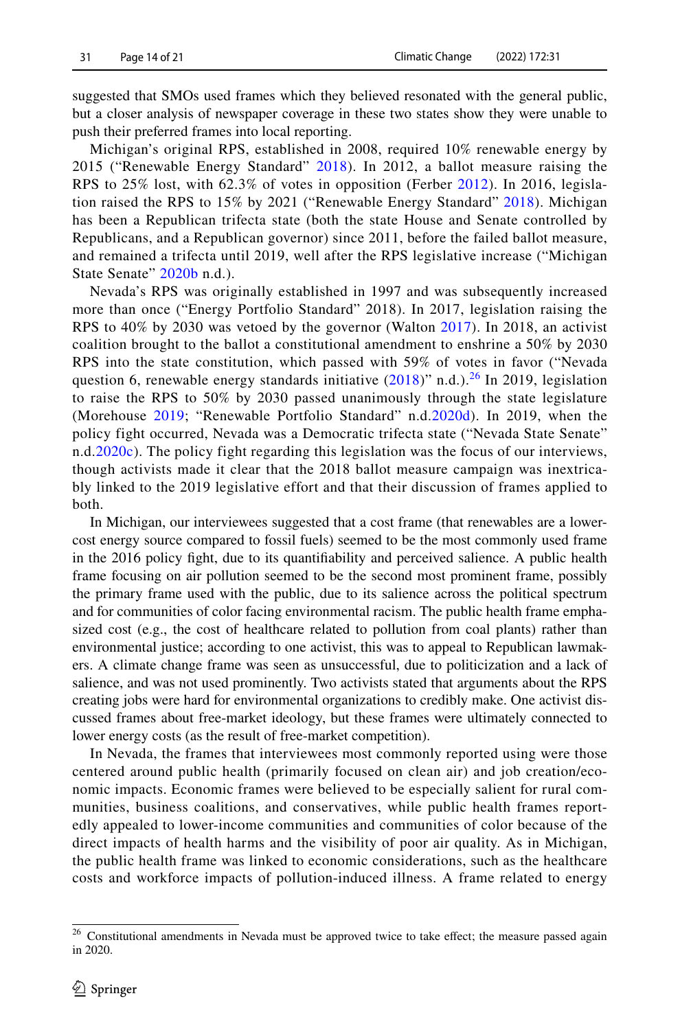suggested that SMOs used frames which they believed resonated with the general public, but a closer analysis of newspaper coverage in these two states show they were unable to push their preferred frames into local reporting.

Michigan's original RPS, established in 2008, required 10% renewable energy by 2015 ("Renewable Energy Standard" 2018). In 2012, a ballot measure raising the RPS to 25% lost, with 62.3% of votes in opposition (Ferber 2012). In 2016, legislation raised the RPS to 15% by 2021 ("Renewable Energy Standard" 2018). Michigan has been a Republican trifecta state (both the state House and Senate controlled by Republicans, and a Republican governor) since 2011, before the failed ballot measure, and remained a trifecta until 2019, well after the RPS legislative increase ("Michigan State Senate" 2020b n.d.).

Nevada's RPS was originally established in 1997 and was subsequently increased more than once ("Energy Portfolio Standard" 2018). In 2017, legislation raising the RPS to 40% by 2030 was vetoed by the governor (Walton 2017). In 2018, an activist coalition brought to the ballot a constitutional amendment to enshrine a 50% by 2030 RPS into the state constitution, which passed with 59% of votes in favor ("Nevada question 6, renewable energy standards initiative (2018)" n.d.).[26] In 2019, legislation to raise the RPS to 50% by 2030 passed unanimously through the state legislature (Morehouse 2019; "Renewable Portfolio Standard" n.d.2020d). In 2019, when the policy fight occurred, Nevada was a Democratic trifecta state ("Nevada State Senate" n.d.2020c). The policy fight regarding this legislation was the focus of our interviews, though activists made it clear that the 2018 ballot measure campaign was inextricably linked to the 2019 legislative effort and that their discussion of frames applied to both.

In Michigan, our interviewees suggested that a cost frame (that renewables are a lower-cost energy source compared to fossil fuels) seemed to be the most commonly used frame in the 2016 policy fight, due to its quantifiability and perceived salience. A public health frame focusing on air pollution seemed to be the second most prominent frame, possibly the primary frame used with the public, due to its salience across the political spectrum and for communities of color facing environmental racism. The public health frame emphasized cost (e.g., the cost of healthcare related to pollution from coal plants) rather than environmental justice; according to one activist, this was to appeal to Republican lawmakers. A climate change frame was seen as unsuccessful, due to politicization and a lack of salience, and was not used prominently. Two activists stated that arguments about the RPS creating jobs were hard for environmental organizations to credibly make. One activist discussed frames about free-market ideology, but these frames were ultimately connected to lower energy costs (as the result of free-market competition).

In Nevada, the frames that interviewees most commonly reported using were those centered around public health (primarily focused on clean air) and job creation/economic impacts. Economic frames were believed to be especially salient for rural communities, business coalitions, and conservatives, while public health frames reportedly appealed to lower-income communities and communities of color because of the direct impacts of health harms and the visibility of poor air quality. As in Michigan, the public health frame was linked to economic considerations, such as the healthcare costs and workforce impacts of pollution-induced illness. A frame related to energy

[26] Constitutional amendments in Nevada must be approved twice to take effect; the measure passed again in 2020.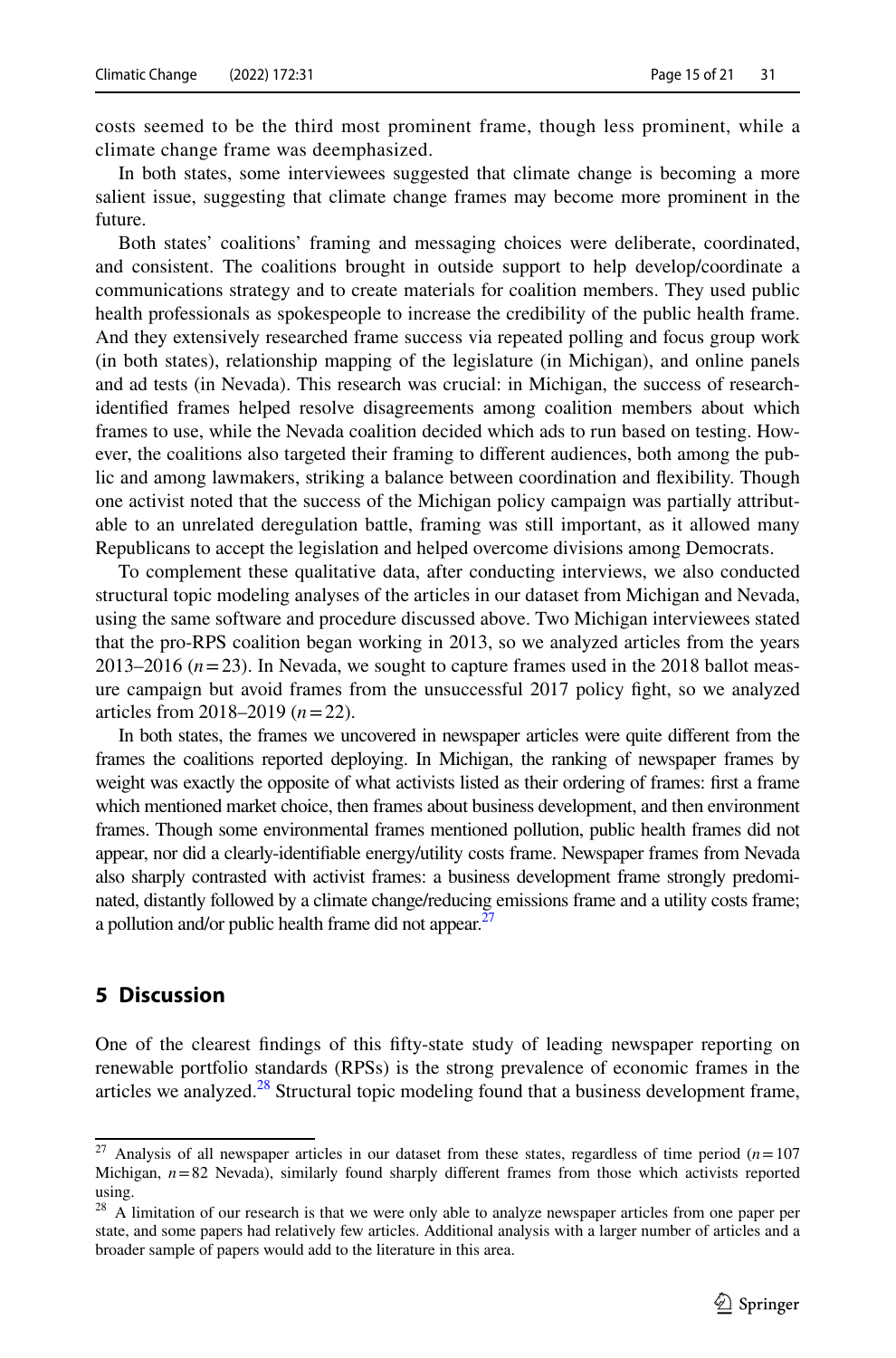costs seemed to be the third most prominent frame, though less prominent, while a climate change frame was deemphasized.

In both states, some interviewees suggested that climate change is becoming a more salient issue, suggesting that climate change frames may become more prominent in the future.

Both states' coalitions' framing and messaging choices were deliberate, coordinated, and consistent. The coalitions brought in outside support to help develop/coordinate a communications strategy and to create materials for coalition members. They used public health professionals as spokespeople to increase the credibility of the public health frame. And they extensively researched frame success via repeated polling and focus group work (in both states), relationship mapping of the legislature (in Michigan), and online panels and ad tests (in Nevada). This research was crucial: in Michigan, the success of research-identified frames helped resolve disagreements among coalition members about which frames to use, while the Nevada coalition decided which ads to run based on testing. However, the coalitions also targeted their framing to different audiences, both among the public and among lawmakers, striking a balance between coordination and flexibility. Though one activist noted that the success of the Michigan policy campaign was partially attributable to an unrelated deregulation battle, framing was still important, as it allowed many Republicans to accept the legislation and helped overcome divisions among Democrats.

To complement these qualitative data, after conducting interviews, we also conducted structural topic modeling analyses of the articles in our dataset from Michigan and Nevada, using the same software and procedure discussed above. Two Michigan interviewees stated that the pro-RPS coalition began working in 2013, so we analyzed articles from the years 2013–2016 ($n = 23$). In Nevada, we sought to capture frames used in the 2018 ballot measure campaign but avoid frames from the unsuccessful 2017 policy fight, so we analyzed articles from 2018–2019 ($n = 22$).

In both states, the frames we uncovered in newspaper articles were quite different from the frames the coalitions reported deploying. In Michigan, the ranking of newspaper frames by weight was exactly the opposite of what activists listed as their ordering of frames: first a frame which mentioned market choice, then frames about business development, and then environment frames. Though some environmental frames mentioned pollution, public health frames did not appear, nor did a clearly-identifiable energy/utility costs frame. Newspaper frames from Nevada also sharply contrasted with activist frames: a business development frame strongly predominated, distantly followed by a climate change/reducing emissions frame and a utility costs frame; a pollution and/or public health frame did not appear.[27]

## 5 Discussion

One of the clearest findings of this fifty-state study of leading newspaper reporting on renewable portfolio standards (RPSs) is the strong prevalence of economic frames in the articles we analyzed.[28] Structural topic modeling found that a business development frame,

---

[27] Analysis of all newspaper articles in our dataset from these states, regardless of time period ($n = 107$ Michigan, $n = 82$ Nevada), similarly found sharply different frames from those which activists reported using.

[28] A limitation of our research is that we were only able to analyze newspaper articles from one paper per state, and some papers had relatively few articles. Additional analysis with a larger number of articles and a broader sample of papers would add to the literature in this area.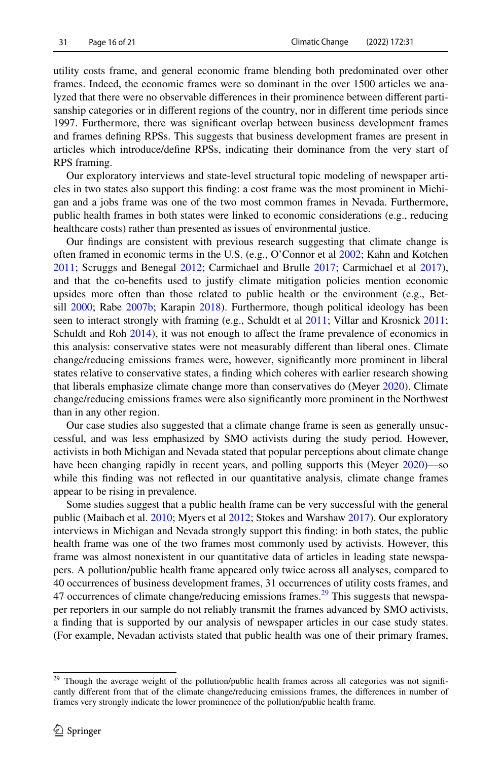utility costs frame, and general economic frame blending both predominated over other frames. Indeed, the economic frames were so dominant in the over 1500 articles we analyzed that there were no observable differences in their prominence between different partisanship categories or in different regions of the country, nor in different time periods since 1997. Furthermore, there was significant overlap between business development frames and frames defining RPSs. This suggests that business development frames are present in articles which introduce/define RPSs, indicating their dominance from the very start of RPS framing.

Our exploratory interviews and state-level structural topic modeling of newspaper articles in two states also support this finding: a cost frame was the most prominent in Michigan and a jobs frame was one of the two most common frames in Nevada. Furthermore, public health frames in both states were linked to economic considerations (e.g., reducing healthcare costs) rather than presented as issues of environmental justice.

Our findings are consistent with previous research suggesting that climate change is often framed in economic terms in the U.S. (e.g., O'Connor et al 2002; Kahn and Kotchen 2011; Scruggs and Benegal 2012; Carmichael and Brulle 2017; Carmichael et al 2017), and that the co-benefits used to justify climate mitigation policies mention economic upsides more often than those related to public health or the environment (e.g., Betsill 2000; Rabe 2007b; Karapin 2018). Furthermore, though political ideology has been seen to interact strongly with framing (e.g., Schuldt et al 2011; Villar and Krosnick 2011; Schuldt and Roh 2014), it was not enough to affect the frame prevalence of economics in this analysis: conservative states were not measurably different than liberal ones. Climate change/reducing emissions frames were, however, significantly more prominent in liberal states relative to conservative states, a finding which coheres with earlier research showing that liberals emphasize climate change more than conservatives do (Meyer 2020). Climate change/reducing emissions frames were also significantly more prominent in the Northwest than in any other region.

Our case studies also suggested that a climate change frame is seen as generally unsuccessful, and was less emphasized by SMO activists during the study period. However, activists in both Michigan and Nevada stated that popular perceptions about climate change have been changing rapidly in recent years, and polling supports this (Meyer 2020)—so while this finding was not reflected in our quantitative analysis, climate change frames appear to be rising in prevalence.

Some studies suggest that a public health frame can be very successful with the general public (Maibach et al. 2010; Myers et al 2012; Stokes and Warshaw 2017). Our exploratory interviews in Michigan and Nevada strongly support this finding: in both states, the public health frame was one of the two frames most commonly used by activists. However, this frame was almost nonexistent in our quantitative data of articles in leading state newspapers. A pollution/public health frame appeared only twice across all analyses, compared to 40 occurrences of business development frames, 31 occurrences of utility costs frames, and 47 occurrences of climate change/reducing emissions frames.[29] This suggests that newspaper reporters in our sample do not reliably transmit the frames advanced by SMO activists, a finding that is supported by our analysis of newspaper articles in our case study states. (For example, Nevadan activists stated that public health was one of their primary frames,

[29] Though the average weight of the pollution/public health frames across all categories was not significantly different from that of the climate change/reducing emissions frames, the differences in number of frames very strongly indicate the lower prominence of the pollution/public health frame.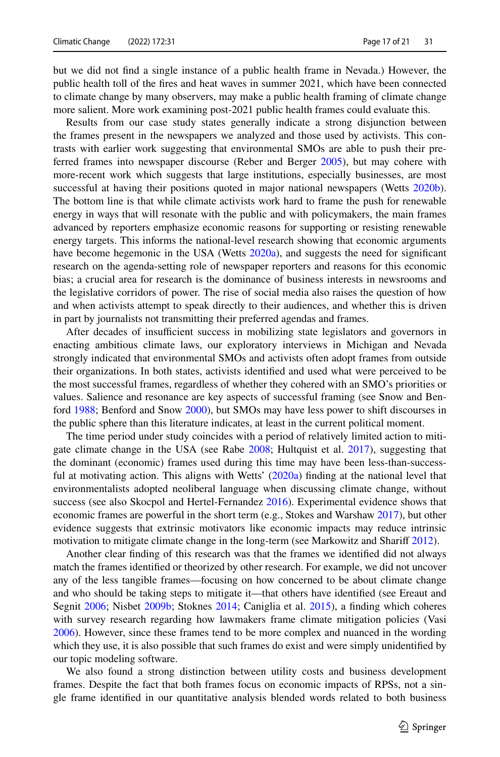but we did not find a single instance of a public health frame in Nevada.) However, the public health toll of the fires and heat waves in summer 2021, which have been connected to climate change by many observers, may make a public health framing of climate change more salient. More work examining post-2021 public health frames could evaluate this.

Results from our case study states generally indicate a strong disjunction between the frames present in the newspapers we analyzed and those used by activists. This contrasts with earlier work suggesting that environmental SMOs are able to push their preferred frames into newspaper discourse (Reber and Berger 2005), but may cohere with more-recent work which suggests that large institutions, especially businesses, are most successful at having their positions quoted in major national newspapers (Wetts 2020b). The bottom line is that while climate activists work hard to frame the push for renewable energy in ways that will resonate with the public and with policymakers, the main frames advanced by reporters emphasize economic reasons for supporting or resisting renewable energy targets. This informs the national-level research showing that economic arguments have become hegemonic in the USA (Wetts 2020a), and suggests the need for significant research on the agenda-setting role of newspaper reporters and reasons for this economic bias; a crucial area for research is the dominance of business interests in newsrooms and the legislative corridors of power. The rise of social media also raises the question of how and when activists attempt to speak directly to their audiences, and whether this is driven in part by journalists not transmitting their preferred agendas and frames.

After decades of insufficient success in mobilizing state legislators and governors in enacting ambitious climate laws, our exploratory interviews in Michigan and Nevada strongly indicated that environmental SMOs and activists often adopt frames from outside their organizations. In both states, activists identified and used what were perceived to be the most successful frames, regardless of whether they cohered with an SMO's priorities or values. Salience and resonance are key aspects of successful framing (see Snow and Benford 1988; Benford and Snow 2000), but SMOs may have less power to shift discourses in the public sphere than this literature indicates, at least in the current political moment.

The time period under study coincides with a period of relatively limited action to mitigate climate change in the USA (see Rabe 2008; Hultquist et al. 2017), suggesting that the dominant (economic) frames used during this time may have been less-than-successful at motivating action. This aligns with Wetts' (2020a) finding at the national level that environmentalists adopted neoliberal language when discussing climate change, without success (see also Skocpol and Hertel-Fernandez 2016). Experimental evidence shows that economic frames are powerful in the short term (e.g., Stokes and Warshaw 2017), but other evidence suggests that extrinsic motivators like economic impacts may reduce intrinsic motivation to mitigate climate change in the long-term (see Markowitz and Shariff 2012).

Another clear finding of this research was that the frames we identified did not always match the frames identified or theorized by other research. For example, we did not uncover any of the less tangible frames—focusing on how concerned to be about climate change and who should be taking steps to mitigate it—that others have identified (see Ereaut and Segnit 2006; Nisbet 2009b; Stoknes 2014; Caniglia et al. 2015), a finding which coheres with survey research regarding how lawmakers frame climate mitigation policies (Vasi 2006). However, since these frames tend to be more complex and nuanced in the wording which they use, it is also possible that such frames do exist and were simply unidentified by our topic modeling software.

We also found a strong distinction between utility costs and business development frames. Despite the fact that both frames focus on economic impacts of RPSs, not a single frame identified in our quantitative analysis blended words related to both business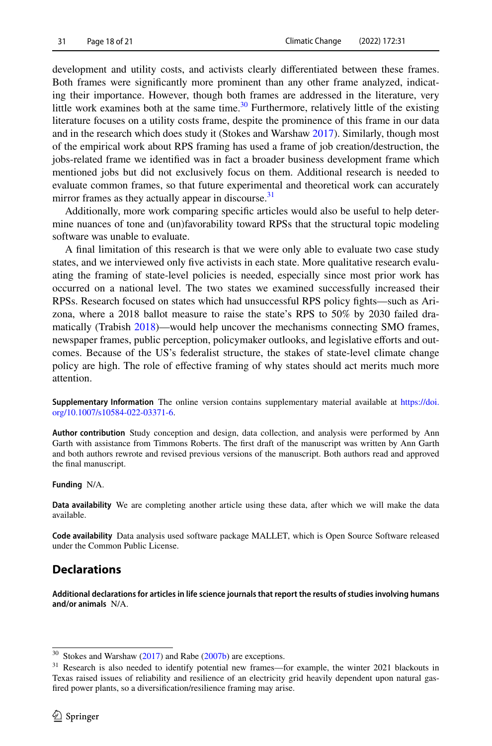development and utility costs, and activists clearly differentiated between these frames. Both frames were significantly more prominent than any other frame analyzed, indicating their importance. However, though both frames are addressed in the literature, very little work examines both at the same time.[30] Furthermore, relatively little of the existing literature focuses on a utility costs frame, despite the prominence of this frame in our data and in the research which does study it (Stokes and Warshaw 2017). Similarly, though most of the empirical work about RPS framing has used a frame of job creation/destruction, the jobs-related frame we identified was in fact a broader business development frame which mentioned jobs but did not exclusively focus on them. Additional research is needed to evaluate common frames, so that future experimental and theoretical work can accurately mirror frames as they actually appear in discourse.[31]

Additionally, more work comparing specific articles would also be useful to help determine nuances of tone and (un)favorability toward RPSs that the structural topic modeling software was unable to evaluate.

A final limitation of this research is that we were only able to evaluate two case study states, and we interviewed only five activists in each state. More qualitative research evaluating the framing of state-level policies is needed, especially since most prior work has occurred on a national level. The two states we examined successfully increased their RPSs. Research focused on states which had unsuccessful RPS policy fights—such as Arizona, where a 2018 ballot measure to raise the state's RPS to 50% by 2030 failed dramatically (Trabish 2018)—would help uncover the mechanisms connecting SMO frames, newspaper frames, public perception, policymaker outlooks, and legislative efforts and outcomes. Because of the US's federalist structure, the stakes of state-level climate change policy are high. The role of effective framing of why states should act merits much more attention.

**Supplementary Information** The online version contains supplementary material available at https://doi.org/10.1007/s10584-022-03371-6.

**Author contribution** Study conception and design, data collection, and analysis were performed by Ann Garth with assistance from Timmons Roberts. The first draft of the manuscript was written by Ann Garth and both authors rewrote and revised previous versions of the manuscript. Both authors read and approved the final manuscript.

**Funding** N/A.

**Data availability** We are completing another article using these data, after which we will make the data available.

**Code availability** Data analysis used software package MALLET, which is Open Source Software released under the Common Public License.

## Declarations

**Additional declarations for articles in life science journals that report the results of studies involving humans and/or animals** N/A.

---

[30] Stokes and Warshaw (2017) and Rabe (2007b) are exceptions.

[31] Research is also needed to identify potential new frames—for example, the winter 2021 blackouts in Texas raised issues of reliability and resilience of an electricity grid heavily dependent upon natural gas-fired power plants, so a diversification/resilience framing may arise.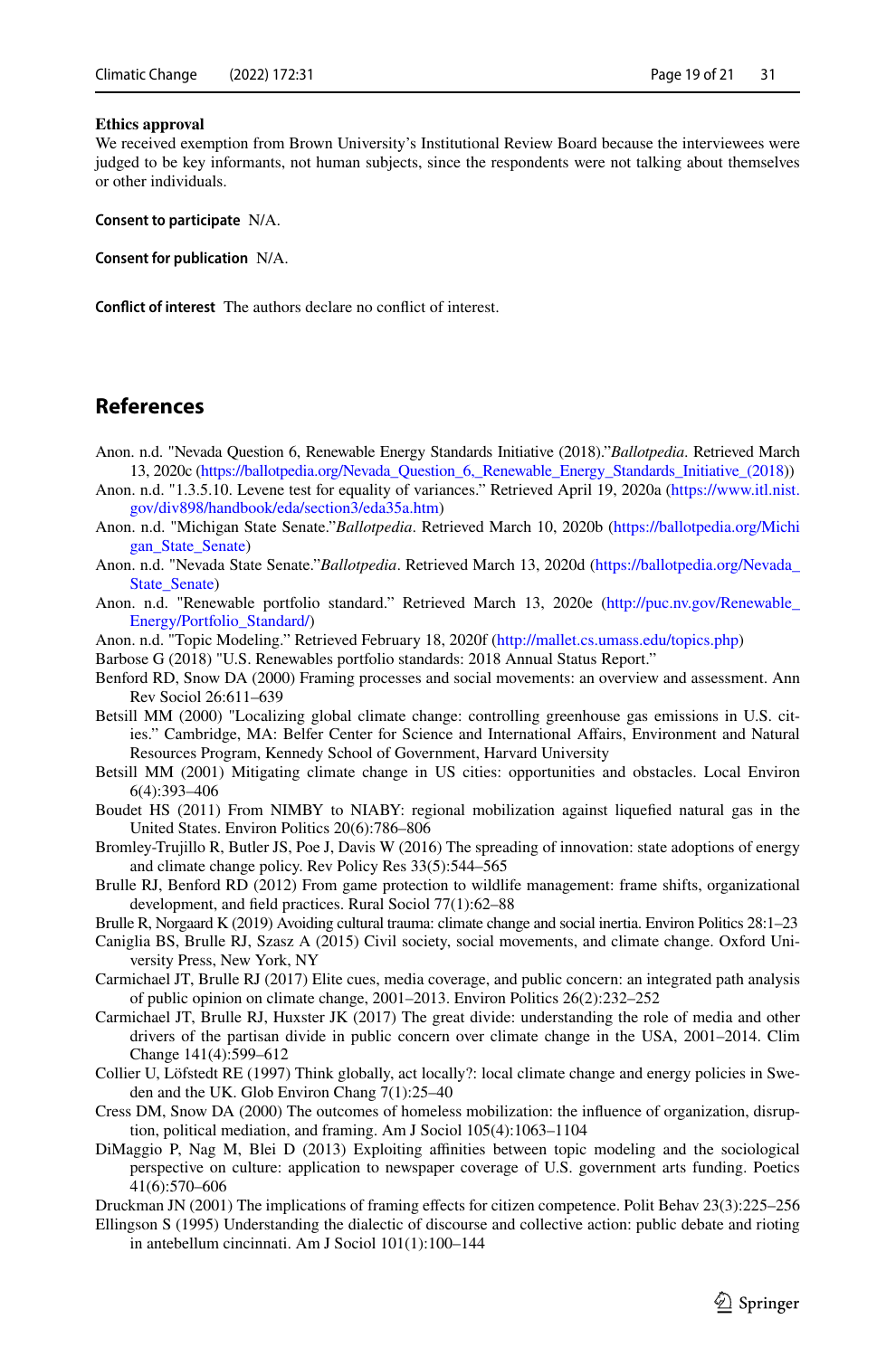**Ethics approval**
We received exemption from Brown University's Institutional Review Board because the interviewees were judged to be key informants, not human subjects, since the respondents were not talking about themselves or other individuals.

**Consent to participate** N/A.

**Consent for publication** N/A.

**Conflict of interest** The authors declare no conflict of interest.

## References

Anon. n.d. "Nevada Question 6, Renewable Energy Standards Initiative (2018)."*Ballotpedia*. Retrieved March 13, 2020c (https://ballotpedia.org/Nevada_Question_6,_Renewable_Energy_Standards_Initiative_(2018))

Anon. n.d. "1.3.5.10. Levene test for equality of variances." Retrieved April 19, 2020a (https://www.itl.nist.gov/div898/handbook/eda/section3/eda35a.htm)

Anon. n.d. "Michigan State Senate."*Ballotpedia*. Retrieved March 10, 2020b (https://ballotpedia.org/Michigan_State_Senate)

Anon. n.d. "Nevada State Senate."*Ballotpedia*. Retrieved March 13, 2020d (https://ballotpedia.org/Nevada_State_Senate)

Anon. n.d. "Renewable portfolio standard." Retrieved March 13, 2020e (http://puc.nv.gov/Renewable_Energy/Portfolio_Standard/)

Anon. n.d. "Topic Modeling." Retrieved February 18, 2020f (http://mallet.cs.umass.edu/topics.php)

Barbose G (2018) "U.S. Renewables portfolio standards: 2018 Annual Status Report."

Benford RD, Snow DA (2000) Framing processes and social movements: an overview and assessment. Ann Rev Sociol 26:611–639

Betsill MM (2000) "Localizing global climate change: controlling greenhouse gas emissions in U.S. cities." Cambridge, MA: Belfer Center for Science and International Affairs, Environment and Natural Resources Program, Kennedy School of Government, Harvard University

Betsill MM (2001) Mitigating climate change in US cities: opportunities and obstacles. Local Environ 6(4):393–406

Boudet HS (2011) From NIMBY to NIABY: regional mobilization against liquefied natural gas in the United States. Environ Politics 20(6):786–806

Bromley-Trujillo R, Butler JS, Poe J, Davis W (2016) The spreading of innovation: state adoptions of energy and climate change policy. Rev Policy Res 33(5):544–565

Brulle RJ, Benford RD (2012) From game protection to wildlife management: frame shifts, organizational development, and field practices. Rural Sociol 77(1):62–88

Brulle R, Norgaard K (2019) Avoiding cultural trauma: climate change and social inertia. Environ Politics 28:1–23

Caniglia BS, Brulle RJ, Szasz A (2015) Civil society, social movements, and climate change. Oxford University Press, New York, NY

Carmichael JT, Brulle RJ (2017) Elite cues, media coverage, and public concern: an integrated path analysis of public opinion on climate change, 2001–2013. Environ Politics 26(2):232–252

Carmichael JT, Brulle RJ, Huxster JK (2017) The great divide: understanding the role of media and other drivers of the partisan divide in public concern over climate change in the USA, 2001–2014. Clim Change 141(4):599–612

Collier U, Löfstedt RE (1997) Think globally, act locally?: local climate change and energy policies in Sweden and the UK. Glob Environ Chang 7(1):25–40

Cress DM, Snow DA (2000) The outcomes of homeless mobilization: the influence of organization, disruption, political mediation, and framing. Am J Sociol 105(4):1063–1104

DiMaggio P, Nag M, Blei D (2013) Exploiting affinities between topic modeling and the sociological perspective on culture: application to newspaper coverage of U.S. government arts funding. Poetics 41(6):570–606

Druckman JN (2001) The implications of framing effects for citizen competence. Polit Behav 23(3):225–256

Ellingson S (1995) Understanding the dialectic of discourse and collective action: public debate and rioting in antebellum cincinnati. Am J Sociol 101(1):100–144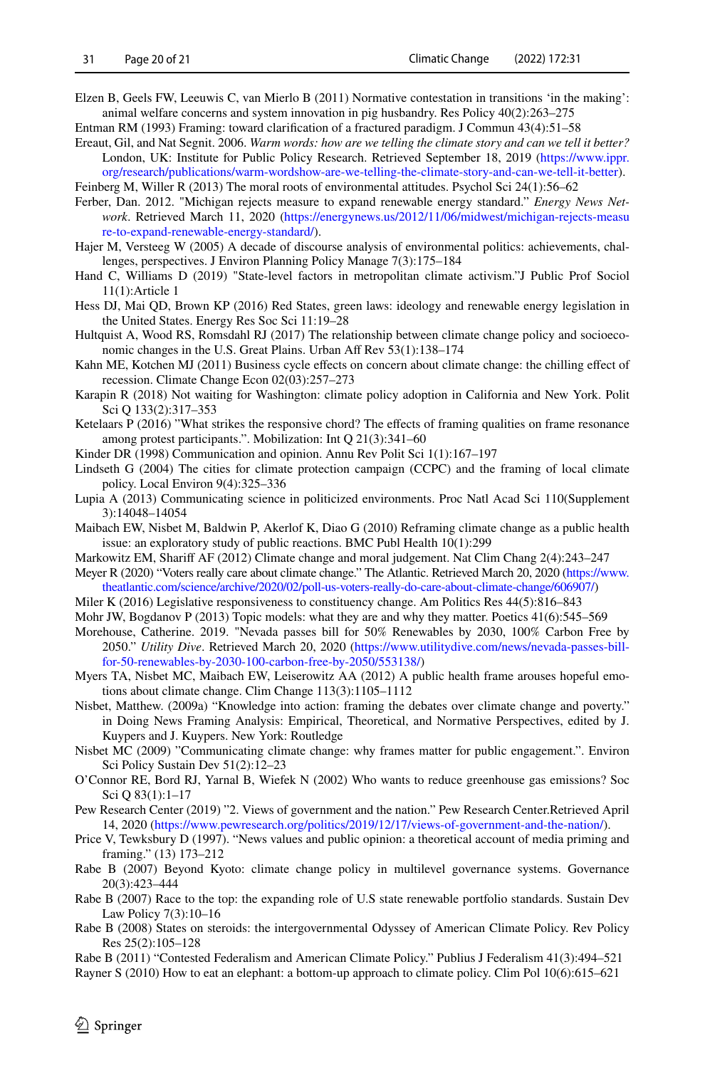Elzen B, Geels FW, Leeuwis C, van Mierlo B (2011) Normative contestation in transitions 'in the making': animal welfare concerns and system innovation in pig husbandry. Res Policy 40(2):263–275

Entman RM (1993) Framing: toward clarification of a fractured paradigm. J Commun 43(4):51–58

Ereaut, Gil, and Nat Segnit. 2006. *Warm words: how are we telling the climate story and can we tell it better?* London, UK: Institute for Public Policy Research. Retrieved September 18, 2019 (https://www.ippr.org/research/publications/warm-wordshow-are-we-telling-the-climate-story-and-can-we-tell-it-better).

Feinberg M, Willer R (2013) The moral roots of environmental attitudes. Psychol Sci 24(1):56–62

Ferber, Dan. 2012. "Michigan rejects measure to expand renewable energy standard." *Energy News Network*. Retrieved March 11, 2020 (https://energynews.us/2012/11/06/midwest/michigan-rejects-measure-to-expand-renewable-energy-standard/).

Hajer M, Versteeg W (2005) A decade of discourse analysis of environmental politics: achievements, challenges, perspectives. J Environ Planning Policy Manage 7(3):175–184

Hand C, Williams D (2019) "State-level factors in metropolitan climate activism."J Public Prof Sociol 11(1):Article 1

Hess DJ, Mai QD, Brown KP (2016) Red States, green laws: ideology and renewable energy legislation in the United States. Energy Res Soc Sci 11:19–28

Hultquist A, Wood RS, Romsdahl RJ (2017) The relationship between climate change policy and socioeconomic changes in the U.S. Great Plains. Urban Aff Rev 53(1):138–174

Kahn ME, Kotchen MJ (2011) Business cycle effects on concern about climate change: the chilling effect of recession. Climate Change Econ 02(03):257–273

Karapin R (2018) Not waiting for Washington: climate policy adoption in California and New York. Polit Sci Q 133(2):317–353

Ketelaars P (2016) "What strikes the responsive chord? The effects of framing qualities on frame resonance among protest participants.". Mobilization: Int Q 21(3):341–60

Kinder DR (1998) Communication and opinion. Annu Rev Polit Sci 1(1):167–197

Lindseth G (2004) The cities for climate protection campaign (CCPC) and the framing of local climate policy. Local Environ 9(4):325–336

Lupia A (2013) Communicating science in politicized environments. Proc Natl Acad Sci 110(Supplement 3):14048–14054

Maibach EW, Nisbet M, Baldwin P, Akerlof K, Diao G (2010) Reframing climate change as a public health issue: an exploratory study of public reactions. BMC Publ Health 10(1):299

Markowitz EM, Shariff AF (2012) Climate change and moral judgement. Nat Clim Chang 2(4):243–247

Meyer R (2020) "Voters really care about climate change." The Atlantic. Retrieved March 20, 2020 (https://www.theatlantic.com/science/archive/2020/02/poll-us-voters-really-do-care-about-climate-change/606907/)

Miler K (2016) Legislative responsiveness to constituency change. Am Politics Res 44(5):816–843

Mohr JW, Bogdanov P (2013) Topic models: what they are and why they matter. Poetics 41(6):545–569

Morehouse, Catherine. 2019. "Nevada passes bill for 50% Renewables by 2030, 100% Carbon Free by 2050." *Utility Dive*. Retrieved March 20, 2020 (https://www.utilitydive.com/news/nevada-passes-bill-for-50-renewables-by-2030-100-carbon-free-by-2050/553138/)

Myers TA, Nisbet MC, Maibach EW, Leiserowitz AA (2012) A public health frame arouses hopeful emotions about climate change. Clim Change 113(3):1105–1112

Nisbet, Matthew. (2009a) "Knowledge into action: framing the debates over climate change and poverty." in Doing News Framing Analysis: Empirical, Theoretical, and Normative Perspectives, edited by J. Kuypers and J. Kuypers. New York: Routledge

Nisbet MC (2009) "Communicating climate change: why frames matter for public engagement.". Environ Sci Policy Sustain Dev 51(2):12–23

O'Connor RE, Bord RJ, Yarnal B, Wiefek N (2002) Who wants to reduce greenhouse gas emissions? Soc Sci Q 83(1):1–17

Pew Research Center (2019) "2. Views of government and the nation." Pew Research Center.Retrieved April 14, 2020 (https://www.pewresearch.org/politics/2019/12/17/views-of-government-and-the-nation/).

Price V, Tewksbury D (1997). "News values and public opinion: a theoretical account of media priming and framing." (13) 173–212

Rabe B (2007) Beyond Kyoto: climate change policy in multilevel governance systems. Governance 20(3):423–444

Rabe B (2007) Race to the top: the expanding role of U.S state renewable portfolio standards. Sustain Dev Law Policy 7(3):10–16

Rabe B (2008) States on steroids: the intergovernmental Odyssey of American Climate Policy. Rev Policy Res 25(2):105–128

Rabe B (2011) "Contested Federalism and American Climate Policy." Publius J Federalism 41(3):494–521

Rayner S (2010) How to eat an elephant: a bottom-up approach to climate policy. Clim Pol 10(6):615–621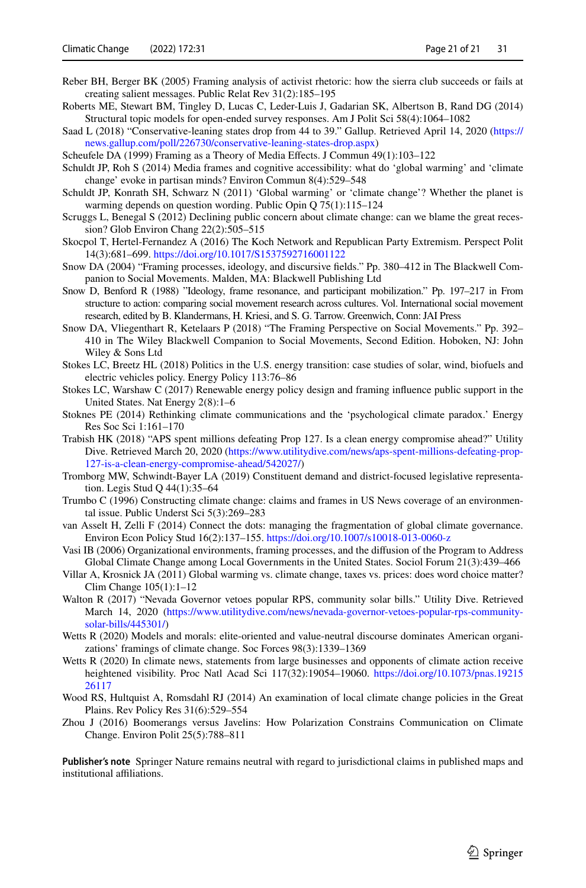Reber BH, Berger BK (2005) Framing analysis of activist rhetoric: how the sierra club succeeds or fails at creating salient messages. Public Relat Rev 31(2):185–195

Roberts ME, Stewart BM, Tingley D, Lucas C, Leder-Luis J, Gadarian SK, Albertson B, Rand DG (2014) Structural topic models for open-ended survey responses. Am J Polit Sci 58(4):1064–1082

Saad L (2018) "Conservative-leaning states drop from 44 to 39." Gallup. Retrieved April 14, 2020 (https://news.gallup.com/poll/226730/conservative-leaning-states-drop.aspx)

Scheufele DA (1999) Framing as a Theory of Media Effects. J Commun 49(1):103–122

Schuldt JP, Roh S (2014) Media frames and cognitive accessibility: what do 'global warming' and 'climate change' evoke in partisan minds? Environ Commun 8(4):529–548

Schuldt JP, Konrath SH, Schwarz N (2011) 'Global warming' or 'climate change'? Whether the planet is warming depends on question wording. Public Opin Q 75(1):115–124

Scruggs L, Benegal S (2012) Declining public concern about climate change: can we blame the great recession? Glob Environ Chang 22(2):505–515

Skocpol T, Hertel-Fernandez A (2016) The Koch Network and Republican Party Extremism. Perspect Polit 14(3):681–699. https://doi.org/10.1017/S1537592716001122

Snow DA (2004) "Framing processes, ideology, and discursive fields." Pp. 380–412 in The Blackwell Companion to Social Movements. Malden, MA: Blackwell Publishing Ltd

Snow D, Benford R (1988) "Ideology, frame resonance, and participant mobilization." Pp. 197–217 in From structure to action: comparing social movement research across cultures. Vol. International social movement research, edited by B. Klandermans, H. Kriesi, and S. G. Tarrow. Greenwich, Conn: JAI Press

Snow DA, Vliegenthart R, Ketelaars P (2018) "The Framing Perspective on Social Movements." Pp. 392–410 in The Wiley Blackwell Companion to Social Movements, Second Edition. Hoboken, NJ: John Wiley & Sons Ltd

Stokes LC, Breetz HL (2018) Politics in the U.S. energy transition: case studies of solar, wind, biofuels and electric vehicles policy. Energy Policy 113:76–86

Stokes LC, Warshaw C (2017) Renewable energy policy design and framing influence public support in the United States. Nat Energy 2(8):1–6

Stoknes PE (2014) Rethinking climate communications and the 'psychological climate paradox.' Energy Res Soc Sci 1:161–170

Trabish HK (2018) "APS spent millions defeating Prop 127. Is a clean energy compromise ahead?" Utility Dive. Retrieved March 20, 2020 (https://www.utilitydive.com/news/aps-spent-millions-defeating-prop-127-is-a-clean-energy-compromise-ahead/542027/)

Tromborg MW, Schwindt-Bayer LA (2019) Constituent demand and district-focused legislative representation. Legis Stud Q 44(1):35–64

Trumbo C (1996) Constructing climate change: claims and frames in US News coverage of an environmental issue. Public Underst Sci 5(3):269–283

van Asselt H, Zelli F (2014) Connect the dots: managing the fragmentation of global climate governance. Environ Econ Policy Stud 16(2):137–155. https://doi.org/10.1007/s10018-013-0060-z

Vasi IB (2006) Organizational environments, framing processes, and the diffusion of the Program to Address Global Climate Change among Local Governments in the United States. Sociol Forum 21(3):439–466

Villar A, Krosnick JA (2011) Global warming vs. climate change, taxes vs. prices: does word choice matter? Clim Change 105(1):1–12

Walton R (2017) "Nevada Governor vetoes popular RPS, community solar bills." Utility Dive. Retrieved March 14, 2020 (https://www.utilitydive.com/news/nevada-governor-vetoes-popular-rps-community-solar-bills/445301/)

Wetts R (2020) Models and morals: elite-oriented and value-neutral discourse dominates American organizations' framings of climate change. Soc Forces 98(3):1339–1369

Wetts R (2020) In climate news, statements from large businesses and opponents of climate action receive heightened visibility. Proc Natl Acad Sci 117(32):19054–19060. https://doi.org/10.1073/pnas.1921526117

Wood RS, Hultquist A, Romsdahl RJ (2014) An examination of local climate change policies in the Great Plains. Rev Policy Res 31(6):529–554

Zhou J (2016) Boomerangs versus Javelins: How Polarization Constrains Communication on Climate Change. Environ Polit 25(5):788–811

**Publisher's note** Springer Nature remains neutral with regard to jurisdictional claims in published maps and institutional affiliations.